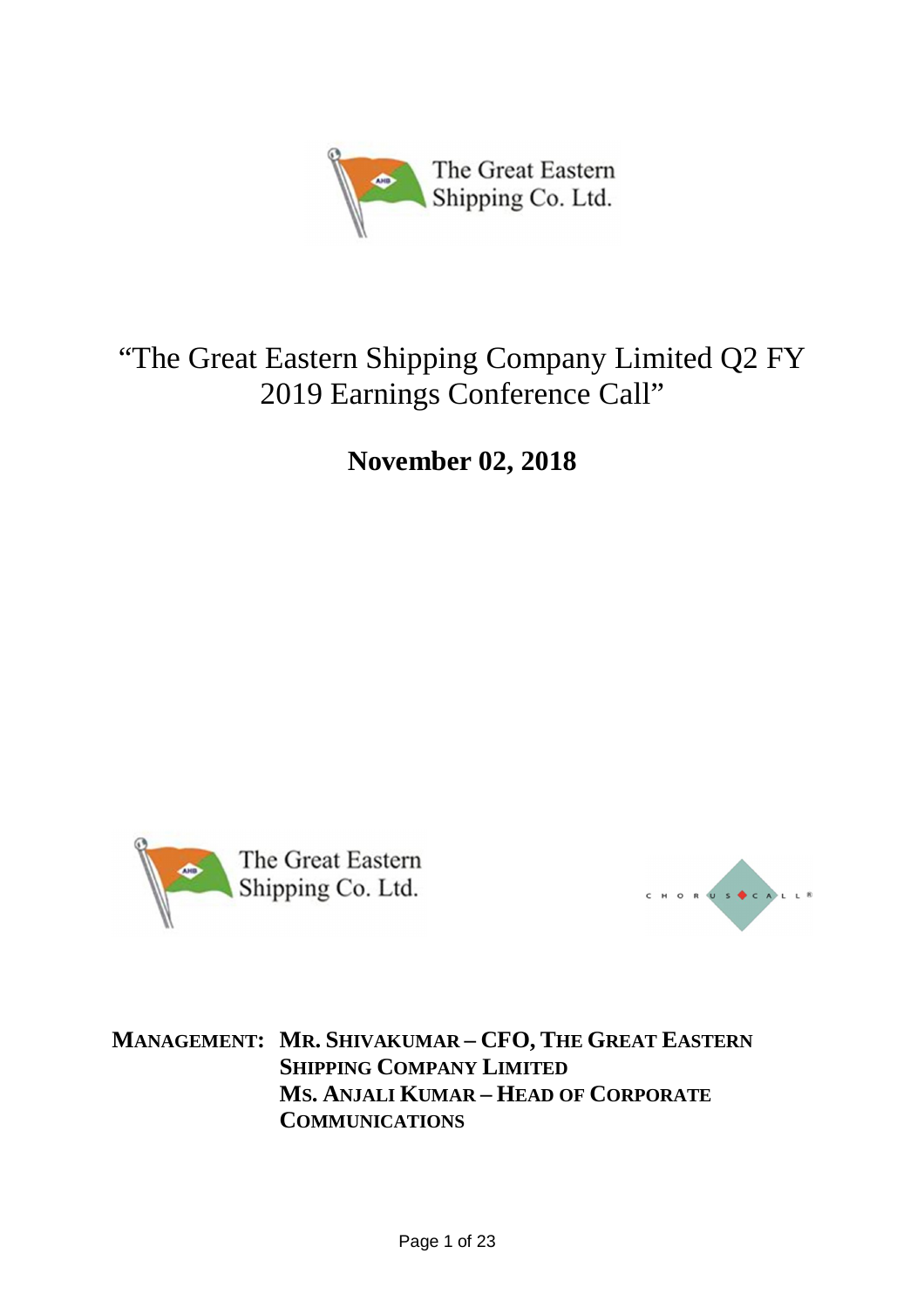# "The Great Eastern Shipping Company Limited Q2 FY 2019 Earnings Conference Call"

**November 02, 2018**

**MANAGEMENT:** **MR. SHIVAKUMAR – CFO, THE GREAT EASTERN SHIPPING COMPANY LIMITED**
**MS. ANJALI KUMAR – HEAD OF CORPORATE COMMUNICATIONS**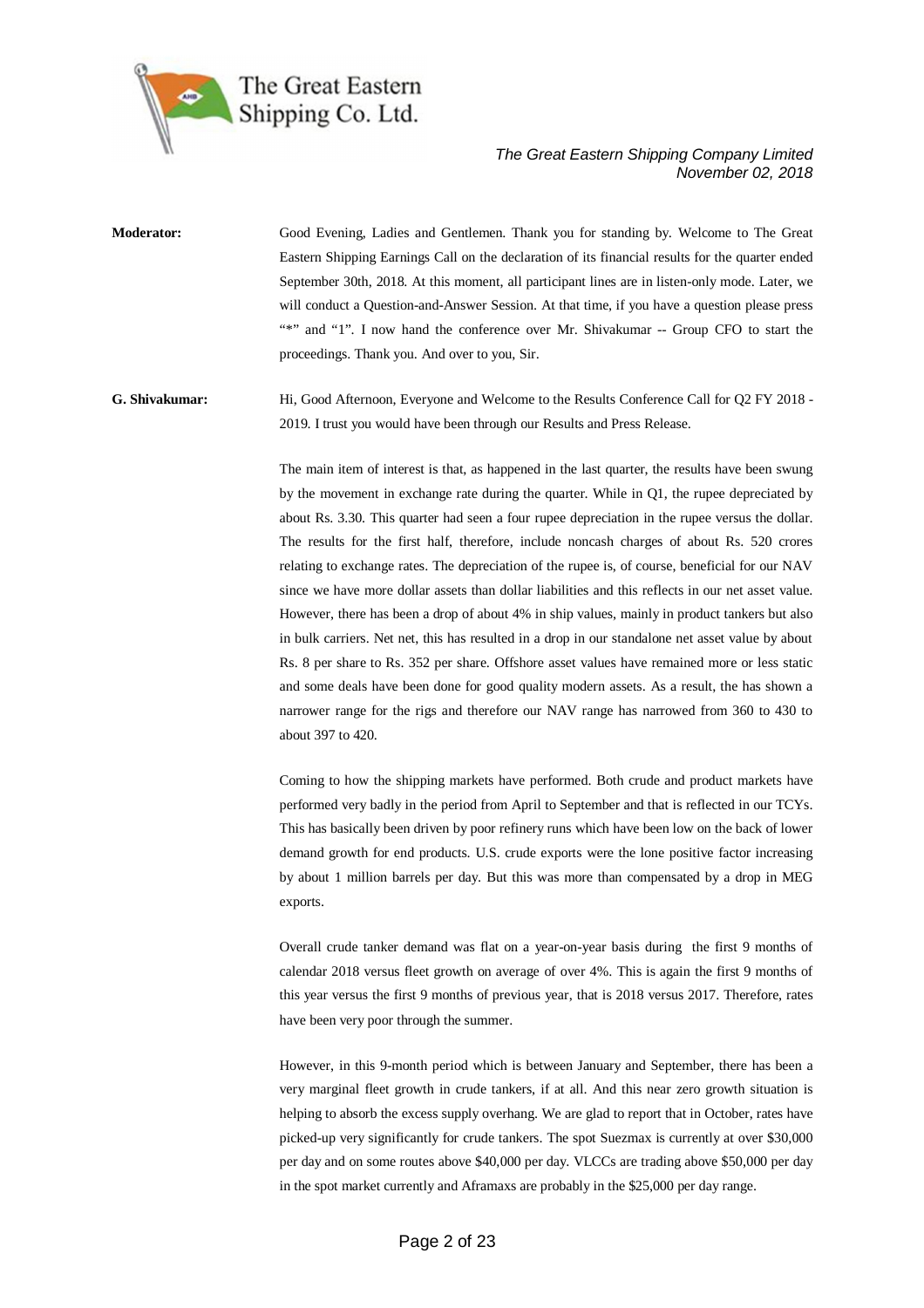**Moderator:** Good Evening, Ladies and Gentlemen. Thank you for standing by. Welcome to The Great Eastern Shipping Earnings Call on the declaration of its financial results for the quarter ended September 30th, 2018. At this moment, all participant lines are in listen-only mode. Later, we will conduct a Question-and-Answer Session. At that time, if you have a question please press "*" and "1". I now hand the conference over Mr. Shivakumar -- Group CFO to start the proceedings. Thank you. And over to you, Sir.

**G. Shivakumar:** Hi, Good Afternoon, Everyone and Welcome to the Results Conference Call for Q2 FY 2018 - 2019. I trust you would have been through our Results and Press Release.

The main item of interest is that, as happened in the last quarter, the results have been swung by the movement in exchange rate during the quarter. While in Q1, the rupee depreciated by about Rs. 3.30. This quarter had seen a four rupee depreciation in the rupee versus the dollar. The results for the first half, therefore, include noncash charges of about Rs. 520 crores relating to exchange rates. The depreciation of the rupee is, of course, beneficial for our NAV since we have more dollar assets than dollar liabilities and this reflects in our net asset value. However, there has been a drop of about 4% in ship values, mainly in product tankers but also in bulk carriers. Net net, this has resulted in a drop in our standalone net asset value by about Rs. 8 per share to Rs. 352 per share. Offshore asset values have remained more or less static and some deals have been done for good quality modern assets. As a result, the has shown a narrower range for the rigs and therefore our NAV range has narrowed from 360 to 430 to about 397 to 420.

Coming to how the shipping markets have performed. Both crude and product markets have performed very badly in the period from April to September and that is reflected in our TCYs. This has basically been driven by poor refinery runs which have been low on the back of lower demand growth for end products. U.S. crude exports were the lone positive factor increasing by about 1 million barrels per day. But this was more than compensated by a drop in MEG exports.

Overall crude tanker demand was flat on a year-on-year basis during the first 9 months of calendar 2018 versus fleet growth on average of over 4%. This is again the first 9 months of this year versus the first 9 months of previous year, that is 2018 versus 2017. Therefore, rates have been very poor through the summer.

However, in this 9-month period which is between January and September, there has been a very marginal fleet growth in crude tankers, if at all. And this near zero growth situation is helping to absorb the excess supply overhang. We are glad to report that in October, rates have picked-up very significantly for crude tankers. The spot Suezmax is currently at over $30,000 per day and on some routes above $40,000 per day. VLCCs are trading above $50,000 per day in the spot market currently and Aframaxs are probably in the $25,000 per day range.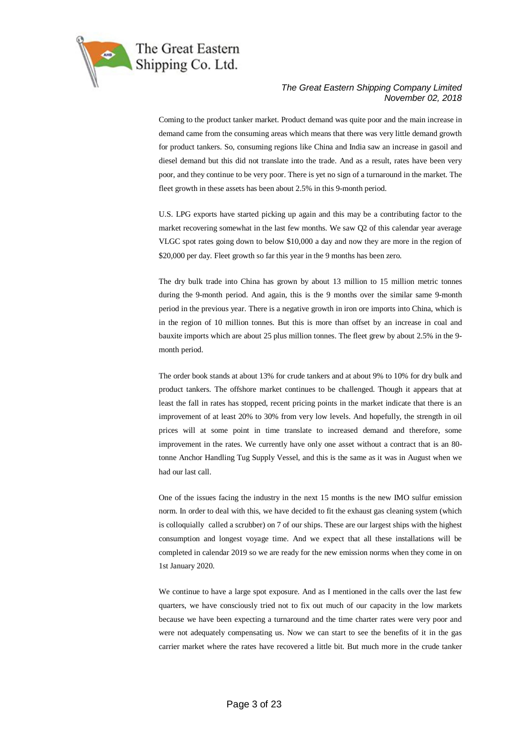Coming to the product tanker market. Product demand was quite poor and the main increase in demand came from the consuming areas which means that there was very little demand growth for product tankers. So, consuming regions like China and India saw an increase in gasoil and diesel demand but this did not translate into the trade. And as a result, rates have been very poor, and they continue to be very poor. There is yet no sign of a turnaround in the market. The fleet growth in these assets has been about 2.5% in this 9-month period.

U.S. LPG exports have started picking up again and this may be a contributing factor to the market recovering somewhat in the last few months. We saw Q2 of this calendar year average VLGC spot rates going down to below $10,000 a day and now they are more in the region of $20,000 per day. Fleet growth so far this year in the 9 months has been zero.

The dry bulk trade into China has grown by about 13 million to 15 million metric tonnes during the 9-month period. And again, this is the 9 months over the similar same 9-month period in the previous year. There is a negative growth in iron ore imports into China, which is in the region of 10 million tonnes. But this is more than offset by an increase in coal and bauxite imports which are about 25 plus million tonnes. The fleet grew by about 2.5% in the 9-month period.

The order book stands at about 13% for crude tankers and at about 9% to 10% for dry bulk and product tankers. The offshore market continues to be challenged. Though it appears that at least the fall in rates has stopped, recent pricing points in the market indicate that there is an improvement of at least 20% to 30% from very low levels. And hopefully, the strength in oil prices will at some point in time translate to increased demand and therefore, some improvement in the rates. We currently have only one asset without a contract that is an 80-tonne Anchor Handling Tug Supply Vessel, and this is the same as it was in August when we had our last call.

One of the issues facing the industry in the next 15 months is the new IMO sulfur emission norm. In order to deal with this, we have decided to fit the exhaust gas cleaning system (which is colloquially called a scrubber) on 7 of our ships. These are our largest ships with the highest consumption and longest voyage time. And we expect that all these installations will be completed in calendar 2019 so we are ready for the new emission norms when they come in on 1st January 2020.

We continue to have a large spot exposure. And as I mentioned in the calls over the last few quarters, we have consciously tried not to fix out much of our capacity in the low markets because we have been expecting a turnaround and the time charter rates were very poor and were not adequately compensating us. Now we can start to see the benefits of it in the gas carrier market where the rates have recovered a little bit. But much more in the crude tanker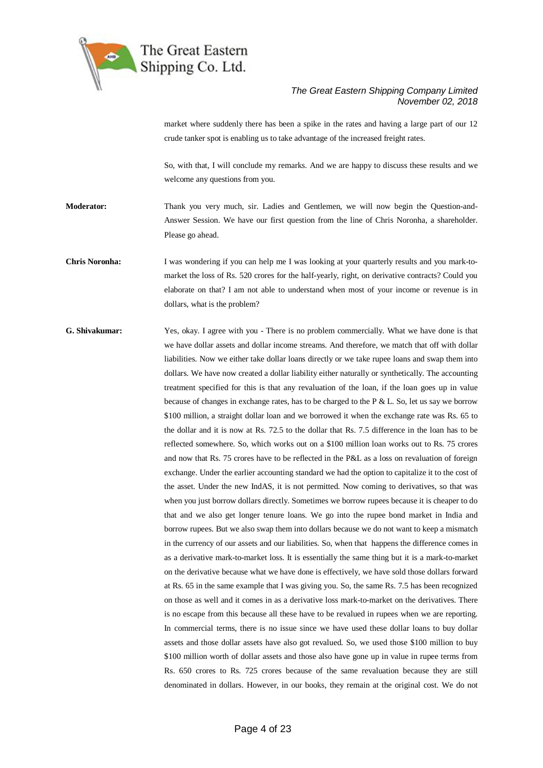market where suddenly there has been a spike in the rates and having a large part of our 12 crude tanker spot is enabling us to take advantage of the increased freight rates.

So, with that, I will conclude my remarks. And we are happy to discuss these results and we welcome any questions from you.

**Moderator:** Thank you very much, sir. Ladies and Gentlemen, we will now begin the Question-and-Answer Session. We have our first question from the line of Chris Noronha, a shareholder. Please go ahead.

**Chris Noronha:** I was wondering if you can help me I was looking at your quarterly results and you mark-to-market the loss of Rs. 520 crores for the half-yearly, right, on derivative contracts? Could you elaborate on that? I am not able to understand when most of your income or revenue is in dollars, what is the problem?

**G. Shivakumar:** Yes, okay. I agree with you - There is no problem commercially. What we have done is that we have dollar assets and dollar income streams. And therefore, we match that off with dollar liabilities. Now we either take dollar loans directly or we take rupee loans and swap them into dollars. We have now created a dollar liability either naturally or synthetically. The accounting treatment specified for this is that any revaluation of the loan, if the loan goes up in value because of changes in exchange rates, has to be charged to the P & L. So, let us say we borrow \$100 million, a straight dollar loan and we borrowed it when the exchange rate was Rs. 65 to the dollar and it is now at Rs. 72.5 to the dollar that Rs. 7.5 difference in the loan has to be reflected somewhere. So, which works out on a \$100 million loan works out to Rs. 75 crores and now that Rs. 75 crores have to be reflected in the P&L as a loss on revaluation of foreign exchange. Under the earlier accounting standard we had the option to capitalize it to the cost of the asset. Under the new IndAS, it is not permitted. Now coming to derivatives, so that was when you just borrow dollars directly. Sometimes we borrow rupees because it is cheaper to do that and we also get longer tenure loans. We go into the rupee bond market in India and borrow rupees. But we also swap them into dollars because we do not want to keep a mismatch in the currency of our assets and our liabilities. So, when that happens the difference comes in as a derivative mark-to-market loss. It is essentially the same thing but it is a mark-to-market on the derivative because what we have done is effectively, we have sold those dollars forward at Rs. 65 in the same example that I was giving you. So, the same Rs. 7.5 has been recognized on those as well and it comes in as a derivative loss mark-to-market on the derivatives. There is no escape from this because all these have to be revalued in rupees when we are reporting. In commercial terms, there is no issue since we have used these dollar loans to buy dollar assets and those dollar assets have also got revalued. So, we used those \$100 million to buy \$100 million worth of dollar assets and those also have gone up in value in rupee terms from Rs. 650 crores to Rs. 725 crores because of the same revaluation because they are still denominated in dollars. However, in our books, they remain at the original cost. We do not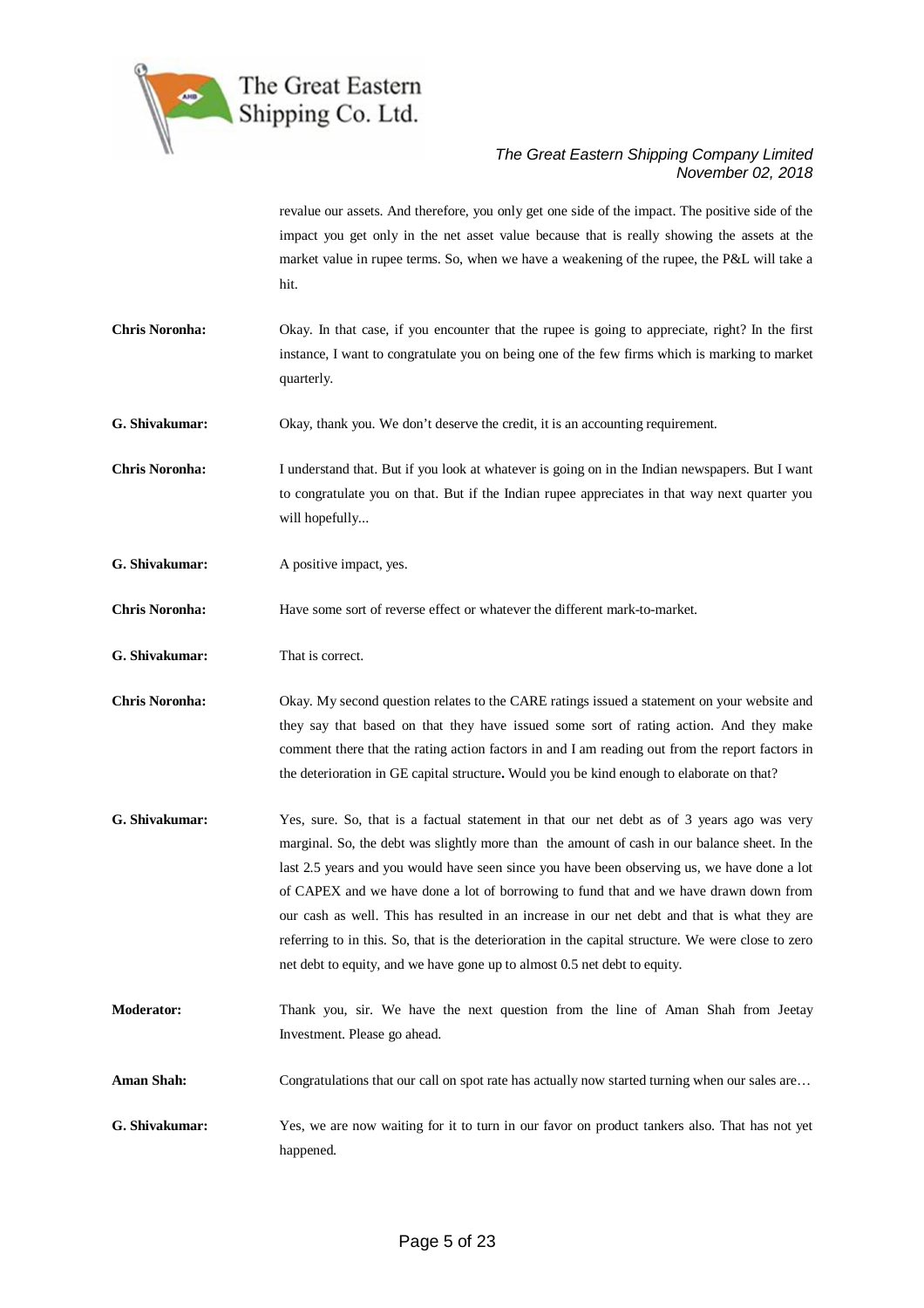revalue our assets. And therefore, you only get one side of the impact. The positive side of the impact you get only in the net asset value because that is really showing the assets at the market value in rupee terms. So, when we have a weakening of the rupee, the P&L will take a hit.

**Chris Noronha:** Okay. In that case, if you encounter that the rupee is going to appreciate, right? In the first instance, I want to congratulate you on being one of the few firms which is marking to market quarterly.

**G. Shivakumar:** Okay, thank you. We don't deserve the credit, it is an accounting requirement.

**Chris Noronha:** I understand that. But if you look at whatever is going on in the Indian newspapers. But I want to congratulate you on that. But if the Indian rupee appreciates in that way next quarter you will hopefully...

**G. Shivakumar:** A positive impact, yes.

**Chris Noronha:** Have some sort of reverse effect or whatever the different mark-to-market.

**G. Shivakumar:** That is correct.

**Chris Noronha:** Okay. My second question relates to the CARE ratings issued a statement on your website and they say that based on that they have issued some sort of rating action. And they make comment there that the rating action factors in and I am reading out from the report factors in the deterioration in GE capital structure**.** Would you be kind enough to elaborate on that?

**G. Shivakumar:** Yes, sure. So, that is a factual statement in that our net debt as of 3 years ago was very marginal. So, the debt was slightly more than the amount of cash in our balance sheet. In the last 2.5 years and you would have seen since you have been observing us, we have done a lot of CAPEX and we have done a lot of borrowing to fund that and we have drawn down from our cash as well. This has resulted in an increase in our net debt and that is what they are referring to in this. So, that is the deterioration in the capital structure. We were close to zero net debt to equity, and we have gone up to almost 0.5 net debt to equity.

**Moderator:** Thank you, sir. We have the next question from the line of Aman Shah from Jeetay Investment. Please go ahead.

**Aman Shah:** Congratulations that our call on spot rate has actually now started turning when our sales are…

**G. Shivakumar:** Yes, we are now waiting for it to turn in our favor on product tankers also. That has not yet happened.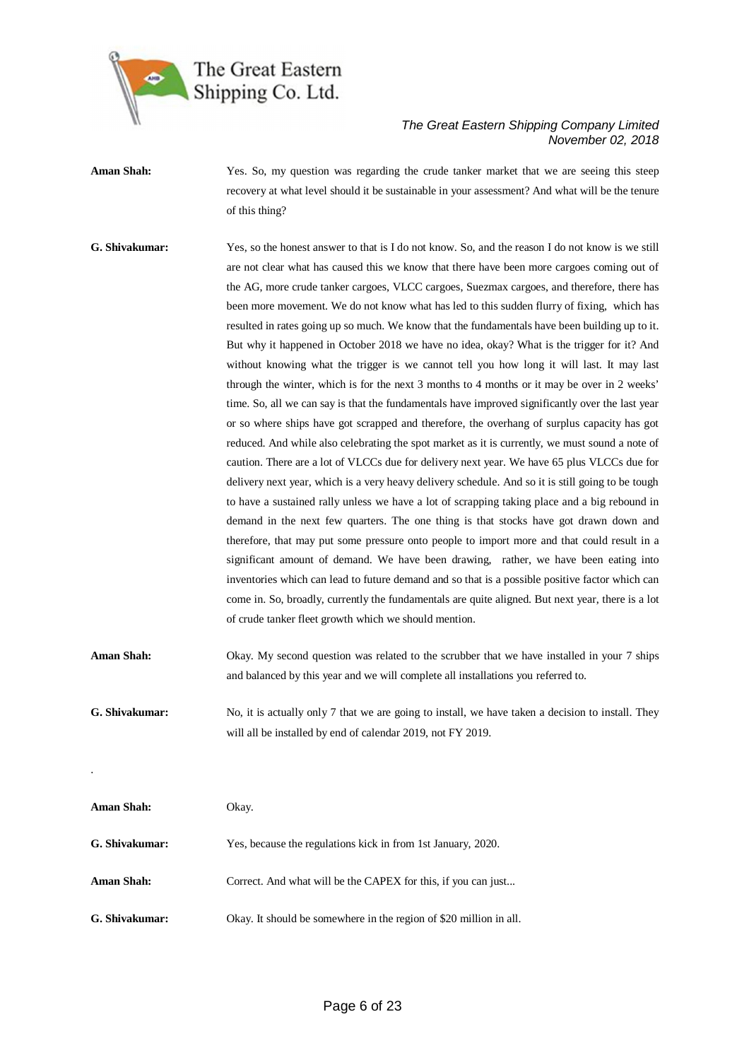**Aman Shah:** Yes. So, my question was regarding the crude tanker market that we are seeing this steep recovery at what level should it be sustainable in your assessment? And what will be the tenure of this thing?

**G. Shivakumar:** Yes, so the honest answer to that is I do not know. So, and the reason I do not know is we still are not clear what has caused this we know that there have been more cargoes coming out of the AG, more crude tanker cargoes, VLCC cargoes, Suezmax cargoes, and therefore, there has been more movement. We do not know what has led to this sudden flurry of fixing, which has resulted in rates going up so much. We know that the fundamentals have been building up to it. But why it happened in October 2018 we have no idea, okay? What is the trigger for it? And without knowing what the trigger is we cannot tell you how long it will last. It may last through the winter, which is for the next 3 months to 4 months or it may be over in 2 weeks' time. So, all we can say is that the fundamentals have improved significantly over the last year or so where ships have got scrapped and therefore, the overhang of surplus capacity has got reduced. And while also celebrating the spot market as it is currently, we must sound a note of caution. There are a lot of VLCCs due for delivery next year. We have 65 plus VLCCs due for delivery next year, which is a very heavy delivery schedule. And so it is still going to be tough to have a sustained rally unless we have a lot of scrapping taking place and a big rebound in demand in the next few quarters. The one thing is that stocks have got drawn down and therefore, that may put some pressure onto people to import more and that could result in a significant amount of demand. We have been drawing, rather, we have been eating into inventories which can lead to future demand and so that is a possible positive factor which can come in. So, broadly, currently the fundamentals are quite aligned. But next year, there is a lot of crude tanker fleet growth which we should mention.

**Aman Shah:** Okay. My second question was related to the scrubber that we have installed in your 7 ships and balanced by this year and we will complete all installations you referred to.

**G. Shivakumar:** No, it is actually only 7 that we are going to install, we have taken a decision to install. They will all be installed by end of calendar 2019, not FY 2019.

.

**Aman Shah:** Okay.

**G. Shivakumar:** Yes, because the regulations kick in from 1st January, 2020.

**Aman Shah:** Correct. And what will be the CAPEX for this, if you can just...

**G. Shivakumar:** Okay. It should be somewhere in the region of $20 million in all.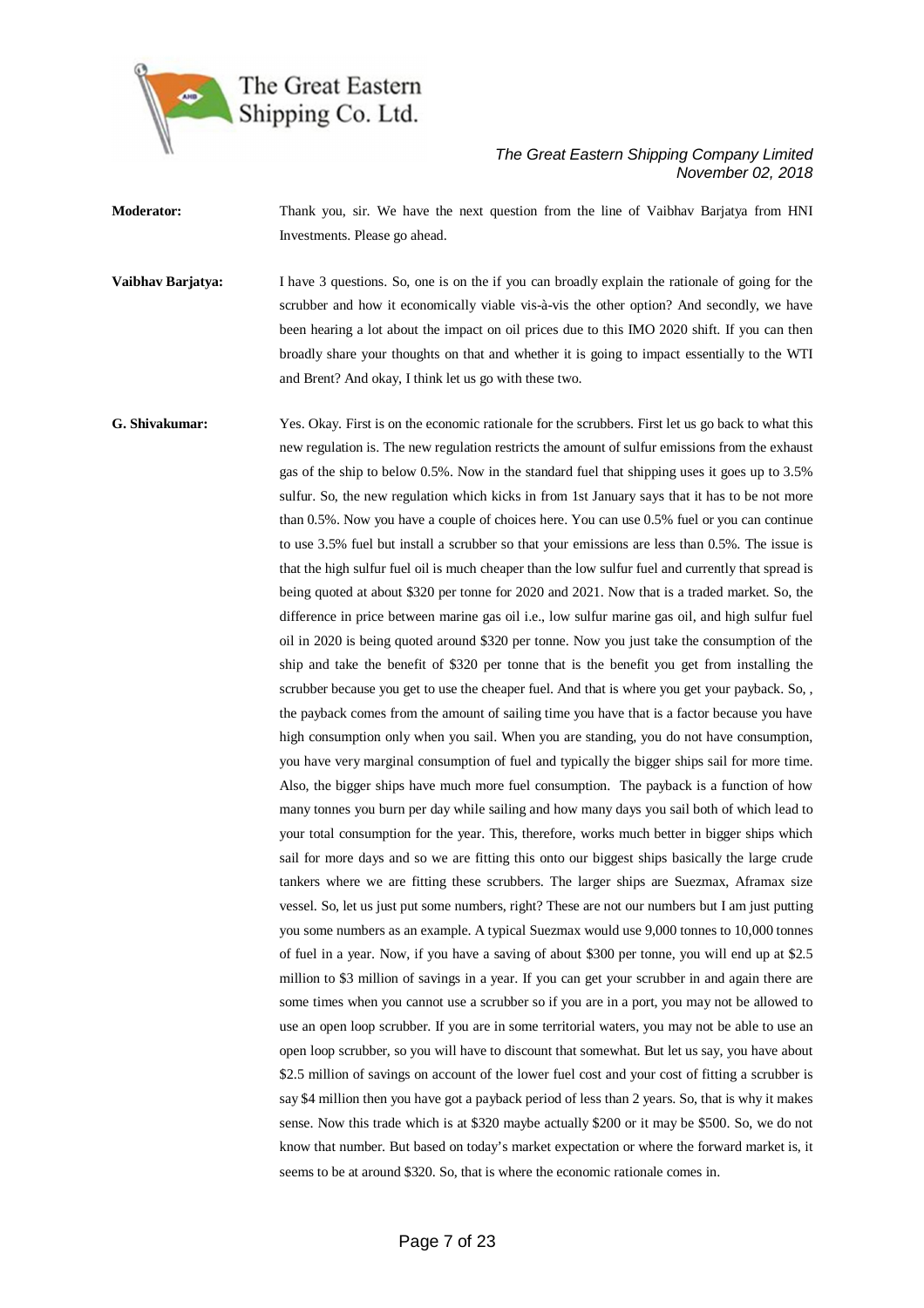**Moderator:** Thank you, sir. We have the next question from the line of Vaibhav Barjatya from HNI Investments. Please go ahead.

**Vaibhav Barjatya:** I have 3 questions. So, one is on the if you can broadly explain the rationale of going for the scrubber and how it economically viable vis-à-vis the other option? And secondly, we have been hearing a lot about the impact on oil prices due to this IMO 2020 shift. If you can then broadly share your thoughts on that and whether it is going to impact essentially to the WTI and Brent? And okay, I think let us go with these two.

**G. Shivakumar:** Yes. Okay. First is on the economic rationale for the scrubbers. First let us go back to what this new regulation is. The new regulation restricts the amount of sulfur emissions from the exhaust gas of the ship to below 0.5%. Now in the standard fuel that shipping uses it goes up to 3.5% sulfur. So, the new regulation which kicks in from 1st January says that it has to be not more than 0.5%. Now you have a couple of choices here. You can use 0.5% fuel or you can continue to use 3.5% fuel but install a scrubber so that your emissions are less than 0.5%. The issue is that the high sulfur fuel oil is much cheaper than the low sulfur fuel and currently that spread is being quoted at about $320 per tonne for 2020 and 2021. Now that is a traded market. So, the difference in price between marine gas oil i.e., low sulfur marine gas oil, and high sulfur fuel oil in 2020 is being quoted around $320 per tonne. Now you just take the consumption of the ship and take the benefit of $320 per tonne that is the benefit you get from installing the scrubber because you get to use the cheaper fuel. And that is where you get your payback. So, , the payback comes from the amount of sailing time you have that is a factor because you have high consumption only when you sail. When you are standing, you do not have consumption, you have very marginal consumption of fuel and typically the bigger ships sail for more time. Also, the bigger ships have much more fuel consumption. The payback is a function of how many tonnes you burn per day while sailing and how many days you sail both of which lead to your total consumption for the year. This, therefore, works much better in bigger ships which sail for more days and so we are fitting this onto our biggest ships basically the large crude tankers where we are fitting these scrubbers. The larger ships are Suezmax, Aframax size vessel. So, let us just put some numbers, right? These are not our numbers but I am just putting you some numbers as an example. A typical Suezmax would use 9,000 tonnes to 10,000 tonnes of fuel in a year. Now, if you have a saving of about $300 per tonne, you will end up at $2.5 million to $3 million of savings in a year. If you can get your scrubber in and again there are some times when you cannot use a scrubber so if you are in a port, you may not be allowed to use an open loop scrubber. If you are in some territorial waters, you may not be able to use an open loop scrubber, so you will have to discount that somewhat. But let us say, you have about $2.5 million of savings on account of the lower fuel cost and your cost of fitting a scrubber is say $4 million then you have got a payback period of less than 2 years. So, that is why it makes sense. Now this trade which is at $320 maybe actually $200 or it may be $500. So, we do not know that number. But based on today's market expectation or where the forward market is, it seems to be at around $320. So, that is where the economic rationale comes in.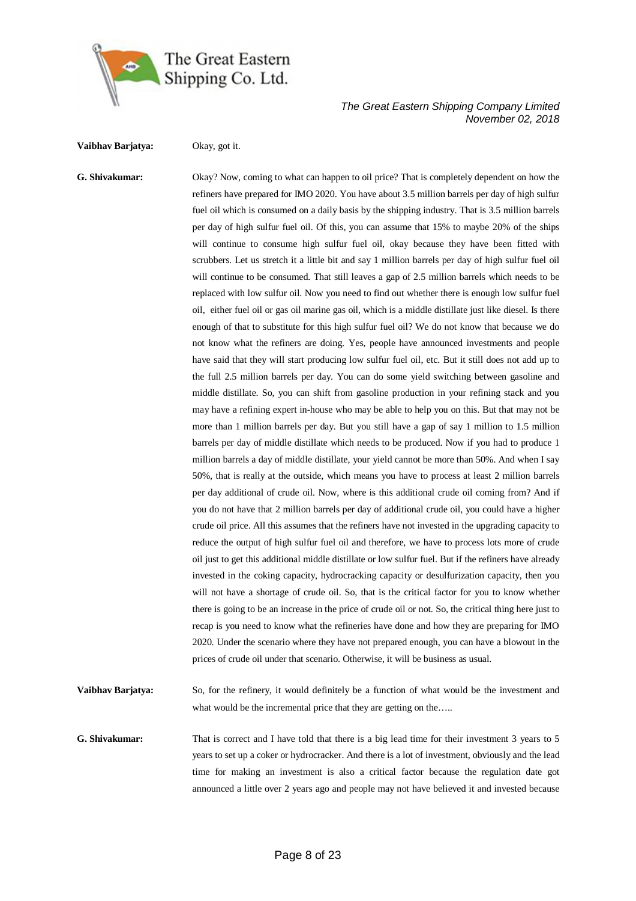**Vaibhav Barjatya:** Okay, got it.

**G. Shivakumar:** Okay? Now, coming to what can happen to oil price? That is completely dependent on how the refiners have prepared for IMO 2020. You have about 3.5 million barrels per day of high sulfur fuel oil which is consumed on a daily basis by the shipping industry. That is 3.5 million barrels per day of high sulfur fuel oil. Of this, you can assume that 15% to maybe 20% of the ships will continue to consume high sulfur fuel oil, okay because they have been fitted with scrubbers. Let us stretch it a little bit and say 1 million barrels per day of high sulfur fuel oil will continue to be consumed. That still leaves a gap of 2.5 million barrels which needs to be replaced with low sulfur oil. Now you need to find out whether there is enough low sulfur fuel oil, either fuel oil or gas oil marine gas oil, which is a middle distillate just like diesel. Is there enough of that to substitute for this high sulfur fuel oil? We do not know that because we do not know what the refiners are doing. Yes, people have announced investments and people have said that they will start producing low sulfur fuel oil, etc. But it still does not add up to the full 2.5 million barrels per day. You can do some yield switching between gasoline and middle distillate. So, you can shift from gasoline production in your refining stack and you may have a refining expert in-house who may be able to help you on this. But that may not be more than 1 million barrels per day. But you still have a gap of say 1 million to 1.5 million barrels per day of middle distillate which needs to be produced. Now if you had to produce 1 million barrels a day of middle distillate, your yield cannot be more than 50%. And when I say 50%, that is really at the outside, which means you have to process at least 2 million barrels per day additional of crude oil. Now, where is this additional crude oil coming from? And if you do not have that 2 million barrels per day of additional crude oil, you could have a higher crude oil price. All this assumes that the refiners have not invested in the upgrading capacity to reduce the output of high sulfur fuel oil and therefore, we have to process lots more of crude oil just to get this additional middle distillate or low sulfur fuel. But if the refiners have already invested in the coking capacity, hydrocracking capacity or desulfurization capacity, then you will not have a shortage of crude oil. So, that is the critical factor for you to know whether there is going to be an increase in the price of crude oil or not. So, the critical thing here just to recap is you need to know what the refineries have done and how they are preparing for IMO 2020. Under the scenario where they have not prepared enough, you can have a blowout in the prices of crude oil under that scenario. Otherwise, it will be business as usual.

**Vaibhav Barjatya:** So, for the refinery, it would definitely be a function of what would be the investment and what would be the incremental price that they are getting on the…..

**G. Shivakumar:** That is correct and I have told that there is a big lead time for their investment 3 years to 5 years to set up a coker or hydrocracker. And there is a lot of investment, obviously and the lead time for making an investment is also a critical factor because the regulation date got announced a little over 2 years ago and people may not have believed it and invested because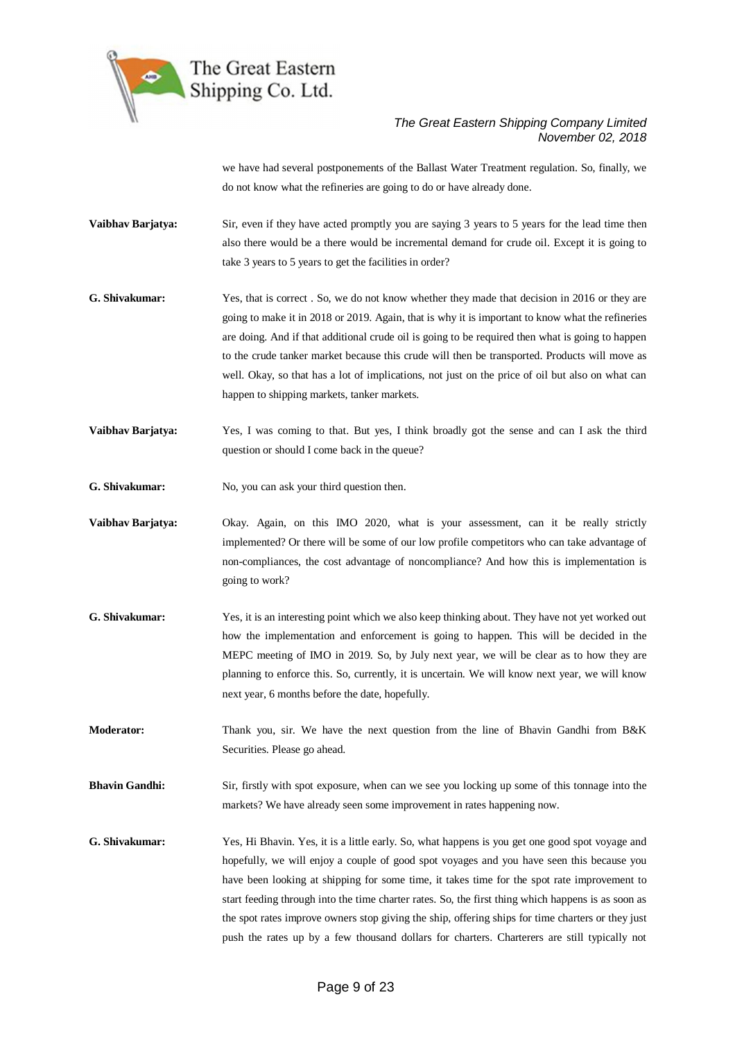we have had several postponements of the Ballast Water Treatment regulation. So, finally, we do not know what the refineries are going to do or have already done.

**Vaibhav Barjatya:** Sir, even if they have acted promptly you are saying 3 years to 5 years for the lead time then also there would be a there would be incremental demand for crude oil. Except it is going to take 3 years to 5 years to get the facilities in order?

**G. Shivakumar:** Yes, that is correct . So, we do not know whether they made that decision in 2016 or they are going to make it in 2018 or 2019. Again, that is why it is important to know what the refineries are doing. And if that additional crude oil is going to be required then what is going to happen to the crude tanker market because this crude will then be transported. Products will move as well. Okay, so that has a lot of implications, not just on the price of oil but also on what can happen to shipping markets, tanker markets.

**Vaibhav Barjatya:** Yes, I was coming to that. But yes, I think broadly got the sense and can I ask the third question or should I come back in the queue?

**G. Shivakumar:** No, you can ask your third question then.

**Vaibhav Barjatya:** Okay. Again, on this IMO 2020, what is your assessment, can it be really strictly implemented? Or there will be some of our low profile competitors who can take advantage of non-compliances, the cost advantage of noncompliance? And how this is implementation is going to work?

**G. Shivakumar:** Yes, it is an interesting point which we also keep thinking about. They have not yet worked out how the implementation and enforcement is going to happen. This will be decided in the MEPC meeting of IMO in 2019. So, by July next year, we will be clear as to how they are planning to enforce this. So, currently, it is uncertain. We will know next year, we will know next year, 6 months before the date, hopefully.

**Moderator:** Thank you, sir. We have the next question from the line of Bhavin Gandhi from B&K Securities. Please go ahead.

**Bhavin Gandhi:** Sir, firstly with spot exposure, when can we see you locking up some of this tonnage into the markets? We have already seen some improvement in rates happening now.

**G. Shivakumar:** Yes, Hi Bhavin. Yes, it is a little early. So, what happens is you get one good spot voyage and hopefully, we will enjoy a couple of good spot voyages and you have seen this because you have been looking at shipping for some time, it takes time for the spot rate improvement to start feeding through into the time charter rates. So, the first thing which happens is as soon as the spot rates improve owners stop giving the ship, offering ships for time charters or they just push the rates up by a few thousand dollars for charters. Charterers are still typically not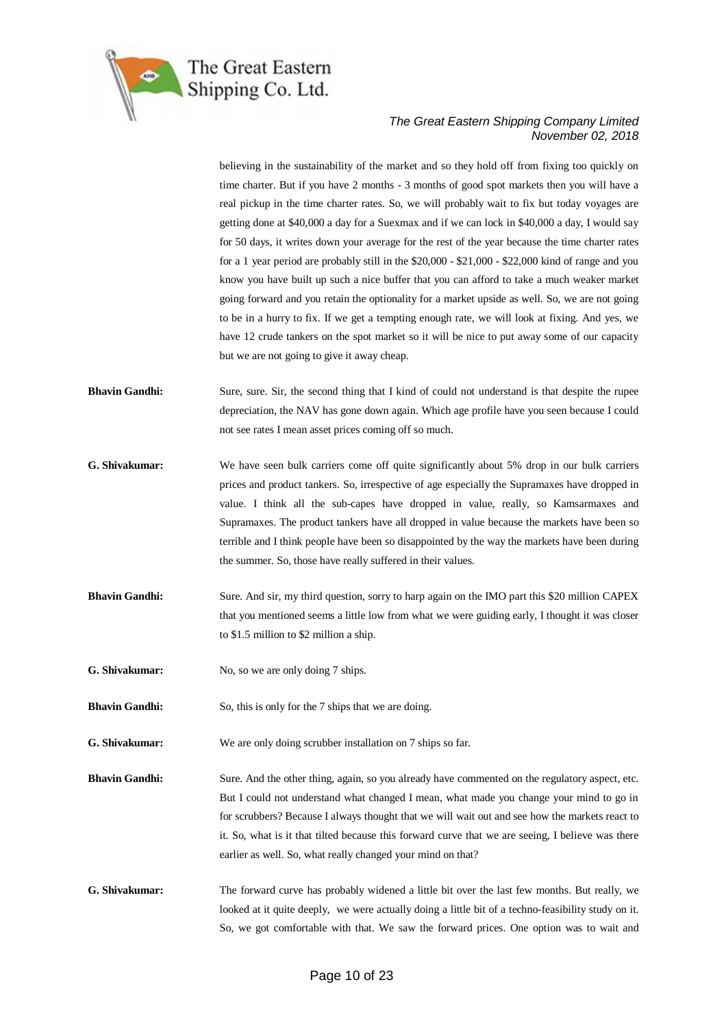believing in the sustainability of the market and so they hold off from fixing too quickly on time charter. But if you have 2 months - 3 months of good spot markets then you will have a real pickup in the time charter rates. So, we will probably wait to fix but today voyages are getting done at $40,000 a day for a Suexmax and if we can lock in $40,000 a day, I would say for 50 days, it writes down your average for the rest of the year because the time charter rates for a 1 year period are probably still in the $20,000 - $21,000 - $22,000 kind of range and you know you have built up such a nice buffer that you can afford to take a much weaker market going forward and you retain the optionality for a market upside as well. So, we are not going to be in a hurry to fix. If we get a tempting enough rate, we will look at fixing. And yes, we have 12 crude tankers on the spot market so it will be nice to put away some of our capacity but we are not going to give it away cheap.

**Bhavin Gandhi:** Sure, sure. Sir, the second thing that I kind of could not understand is that despite the rupee depreciation, the NAV has gone down again. Which age profile have you seen because I could not see rates I mean asset prices coming off so much.

**G. Shivakumar:** We have seen bulk carriers come off quite significantly about 5% drop in our bulk carriers prices and product tankers. So, irrespective of age especially the Supramaxes have dropped in value. I think all the sub-capes have dropped in value, really, so Kamsarmaxes and Supramaxes. The product tankers have all dropped in value because the markets have been so terrible and I think people have been so disappointed by the way the markets have been during the summer. So, those have really suffered in their values.

**Bhavin Gandhi:** Sure. And sir, my third question, sorry to harp again on the IMO part this $20 million CAPEX that you mentioned seems a little low from what we were guiding early, I thought it was closer to $1.5 million to $2 million a ship.

**G. Shivakumar:** No, so we are only doing 7 ships.

**Bhavin Gandhi:** So, this is only for the 7 ships that we are doing.

**G. Shivakumar:** We are only doing scrubber installation on 7 ships so far.

**Bhavin Gandhi:** Sure. And the other thing, again, so you already have commented on the regulatory aspect, etc. But I could not understand what changed I mean, what made you change your mind to go in for scrubbers? Because I always thought that we will wait out and see how the markets react to it. So, what is it that tilted because this forward curve that we are seeing, I believe was there earlier as well. So, what really changed your mind on that?

**G. Shivakumar:** The forward curve has probably widened a little bit over the last few months. But really, we looked at it quite deeply, we were actually doing a little bit of a techno-feasibility study on it. So, we got comfortable with that. We saw the forward prices. One option was to wait and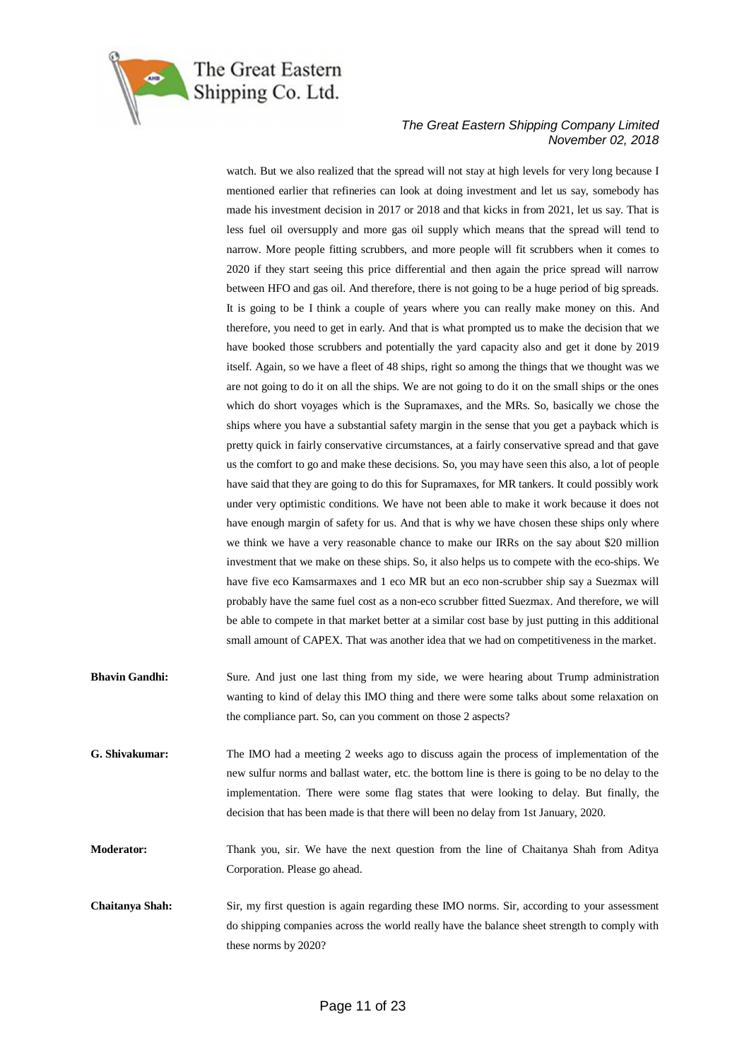watch. But we also realized that the spread will not stay at high levels for very long because I mentioned earlier that refineries can look at doing investment and let us say, somebody has made his investment decision in 2017 or 2018 and that kicks in from 2021, let us say. That is less fuel oil oversupply and more gas oil supply which means that the spread will tend to narrow. More people fitting scrubbers, and more people will fit scrubbers when it comes to 2020 if they start seeing this price differential and then again the price spread will narrow between HFO and gas oil. And therefore, there is not going to be a huge period of big spreads. It is going to be I think a couple of years where you can really make money on this. And therefore, you need to get in early. And that is what prompted us to make the decision that we have booked those scrubbers and potentially the yard capacity also and get it done by 2019 itself. Again, so we have a fleet of 48 ships, right so among the things that we thought was we are not going to do it on all the ships. We are not going to do it on the small ships or the ones which do short voyages which is the Supramaxes, and the MRs. So, basically we chose the ships where you have a substantial safety margin in the sense that you get a payback which is pretty quick in fairly conservative circumstances, at a fairly conservative spread and that gave us the comfort to go and make these decisions. So, you may have seen this also, a lot of people have said that they are going to do this for Supramaxes, for MR tankers. It could possibly work under very optimistic conditions. We have not been able to make it work because it does not have enough margin of safety for us. And that is why we have chosen these ships only where we think we have a very reasonable chance to make our IRRs on the say about \$20 million investment that we make on these ships. So, it also helps us to compete with the eco-ships. We have five eco Kamsarmaxes and 1 eco MR but an eco non-scrubber ship say a Suezmax will probably have the same fuel cost as a non-eco scrubber fitted Suezmax. And therefore, we will be able to compete in that market better at a similar cost base by just putting in this additional small amount of CAPEX. That was another idea that we had on competitiveness in the market.

**Bhavin Gandhi:** Sure. And just one last thing from my side, we were hearing about Trump administration wanting to kind of delay this IMO thing and there were some talks about some relaxation on the compliance part. So, can you comment on those 2 aspects?

**G. Shivakumar:** The IMO had a meeting 2 weeks ago to discuss again the process of implementation of the new sulfur norms and ballast water, etc. the bottom line is there is going to be no delay to the implementation. There were some flag states that were looking to delay. But finally, the decision that has been made is that there will been no delay from 1st January, 2020.

**Moderator:** Thank you, sir. We have the next question from the line of Chaitanya Shah from Aditya Corporation. Please go ahead.

**Chaitanya Shah:** Sir, my first question is again regarding these IMO norms. Sir, according to your assessment do shipping companies across the world really have the balance sheet strength to comply with these norms by 2020?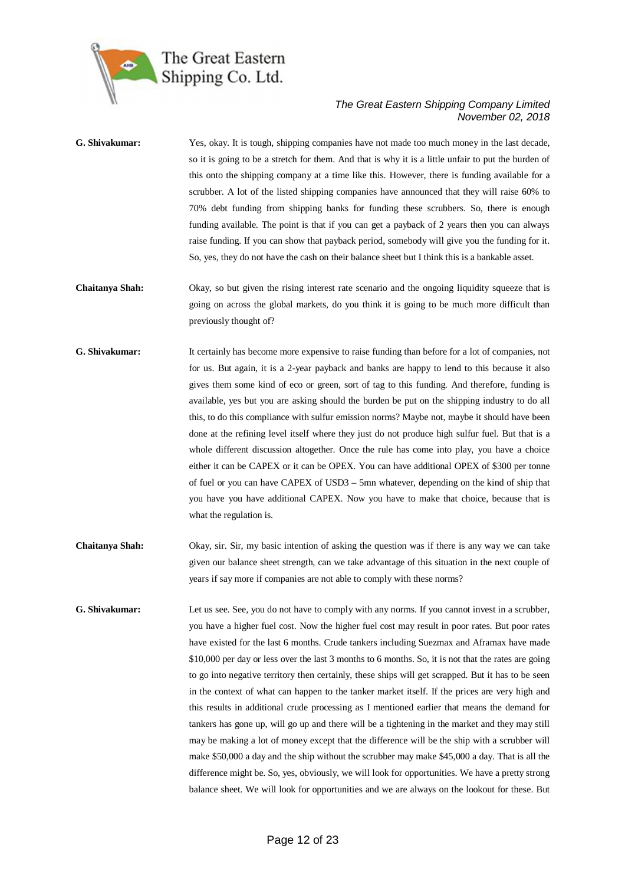**G. Shivakumar:** Yes, okay. It is tough, shipping companies have not made too much money in the last decade, so it is going to be a stretch for them. And that is why it is a little unfair to put the burden of this onto the shipping company at a time like this. However, there is funding available for a scrubber. A lot of the listed shipping companies have announced that they will raise 60% to 70% debt funding from shipping banks for funding these scrubbers. So, there is enough funding available. The point is that if you can get a payback of 2 years then you can always raise funding. If you can show that payback period, somebody will give you the funding for it. So, yes, they do not have the cash on their balance sheet but I think this is a bankable asset.

**Chaitanya Shah:** Okay, so but given the rising interest rate scenario and the ongoing liquidity squeeze that is going on across the global markets, do you think it is going to be much more difficult than previously thought of?

**G. Shivakumar:** It certainly has become more expensive to raise funding than before for a lot of companies, not for us. But again, it is a 2-year payback and banks are happy to lend to this because it also gives them some kind of eco or green, sort of tag to this funding. And therefore, funding is available, yes but you are asking should the burden be put on the shipping industry to do all this, to do this compliance with sulfur emission norms? Maybe not, maybe it should have been done at the refining level itself where they just do not produce high sulfur fuel. But that is a whole different discussion altogether. Once the rule has come into play, you have a choice either it can be CAPEX or it can be OPEX. You can have additional OPEX of $300 per tonne of fuel or you can have CAPEX of USD3 – 5mn whatever, depending on the kind of ship that you have you have additional CAPEX. Now you have to make that choice, because that is what the regulation is.

**Chaitanya Shah:** Okay, sir. Sir, my basic intention of asking the question was if there is any way we can take given our balance sheet strength, can we take advantage of this situation in the next couple of years if say more if companies are not able to comply with these norms?

**G. Shivakumar:** Let us see. See, you do not have to comply with any norms. If you cannot invest in a scrubber, you have a higher fuel cost. Now the higher fuel cost may result in poor rates. But poor rates have existed for the last 6 months. Crude tankers including Suezmax and Aframax have made $10,000 per day or less over the last 3 months to 6 months. So, it is not that the rates are going to go into negative territory then certainly, these ships will get scrapped. But it has to be seen in the context of what can happen to the tanker market itself. If the prices are very high and this results in additional crude processing as I mentioned earlier that means the demand for tankers has gone up, will go up and there will be a tightening in the market and they may still may be making a lot of money except that the difference will be the ship with a scrubber will make $50,000 a day and the ship without the scrubber may make $45,000 a day. That is all the difference might be. So, yes, obviously, we will look for opportunities. We have a pretty strong balance sheet. We will look for opportunities and we are always on the lookout for these. But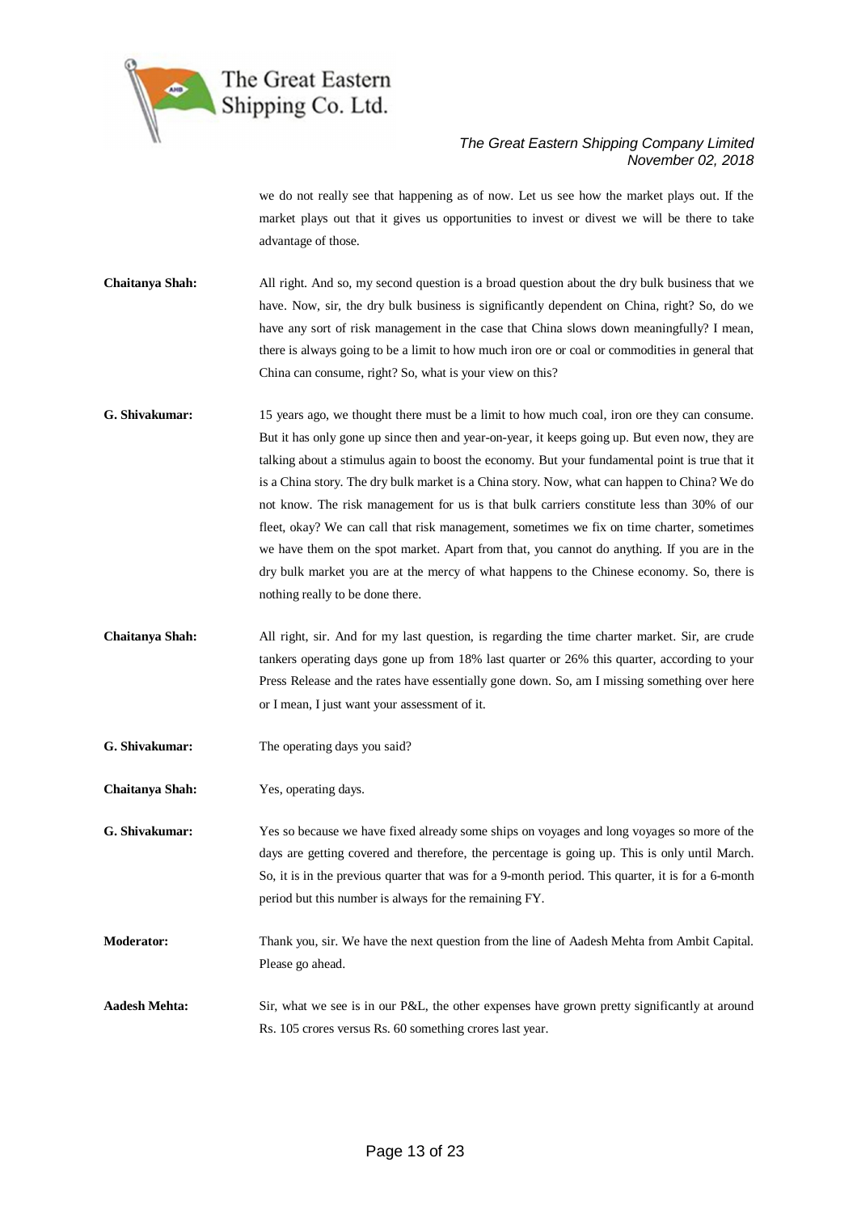we do not really see that happening as of now. Let us see how the market plays out. If the market plays out that it gives us opportunities to invest or divest we will be there to take advantage of those.

**Chaitanya Shah:** All right. And so, my second question is a broad question about the dry bulk business that we have. Now, sir, the dry bulk business is significantly dependent on China, right? So, do we have any sort of risk management in the case that China slows down meaningfully? I mean, there is always going to be a limit to how much iron ore or coal or commodities in general that China can consume, right? So, what is your view on this?

**G. Shivakumar:** 15 years ago, we thought there must be a limit to how much coal, iron ore they can consume. But it has only gone up since then and year-on-year, it keeps going up. But even now, they are talking about a stimulus again to boost the economy. But your fundamental point is true that it is a China story. The dry bulk market is a China story. Now, what can happen to China? We do not know. The risk management for us is that bulk carriers constitute less than 30% of our fleet, okay? We can call that risk management, sometimes we fix on time charter, sometimes we have them on the spot market. Apart from that, you cannot do anything. If you are in the dry bulk market you are at the mercy of what happens to the Chinese economy. So, there is nothing really to be done there.

**Chaitanya Shah:** All right, sir. And for my last question, is regarding the time charter market. Sir, are crude tankers operating days gone up from 18% last quarter or 26% this quarter, according to your Press Release and the rates have essentially gone down. So, am I missing something over here or I mean, I just want your assessment of it.

**G. Shivakumar:** The operating days you said?

**Chaitanya Shah:** Yes, operating days.

**G. Shivakumar:** Yes so because we have fixed already some ships on voyages and long voyages so more of the days are getting covered and therefore, the percentage is going up. This is only until March. So, it is in the previous quarter that was for a 9-month period. This quarter, it is for a 6-month period but this number is always for the remaining FY.

**Moderator:** Thank you, sir. We have the next question from the line of Aadesh Mehta from Ambit Capital. Please go ahead.

**Aadesh Mehta:** Sir, what we see is in our P&L, the other expenses have grown pretty significantly at around Rs. 105 crores versus Rs. 60 something crores last year.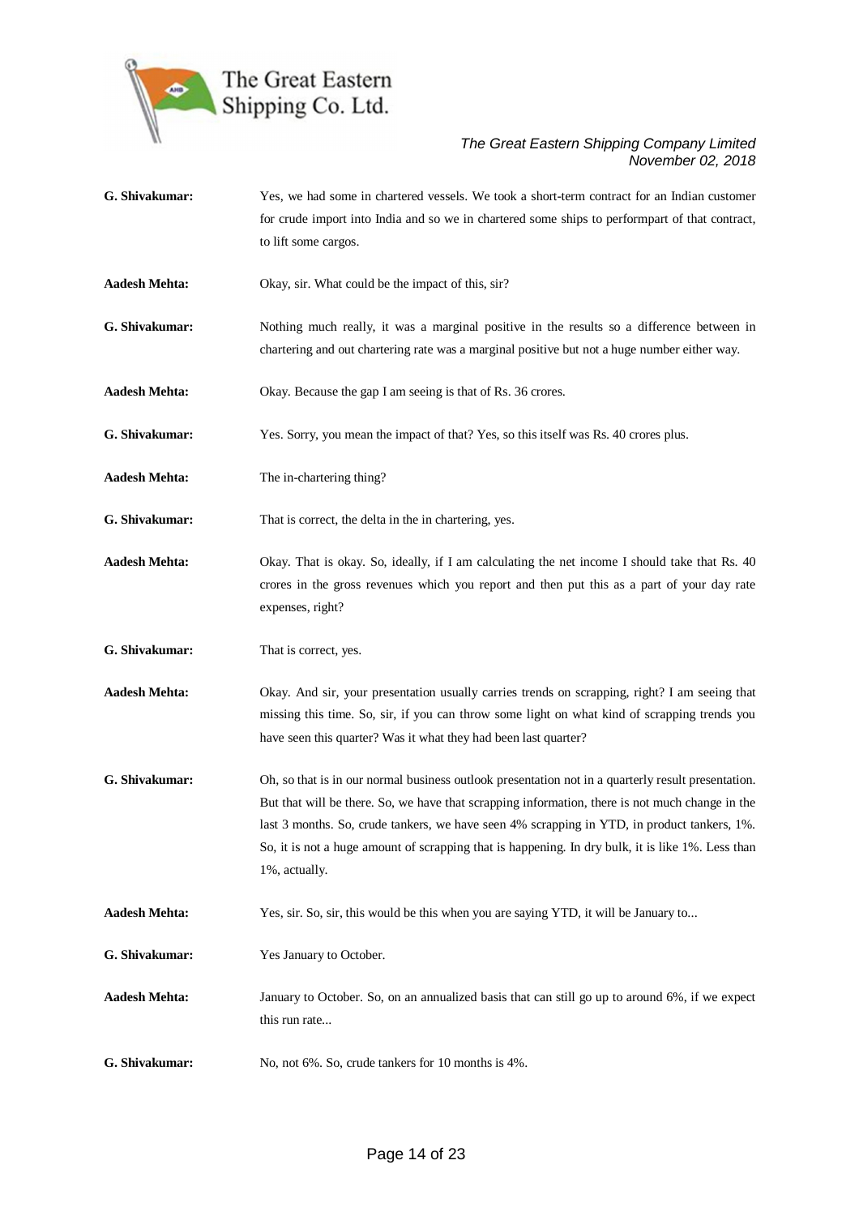**G. Shivakumar:** Yes, we had some in chartered vessels. We took a short-term contract for an Indian customer for crude import into India and so we in chartered some ships to performpart of that contract, to lift some cargos.

**Aadesh Mehta:** Okay, sir. What could be the impact of this, sir?

**G. Shivakumar:** Nothing much really, it was a marginal positive in the results so a difference between in chartering and out chartering rate was a marginal positive but not a huge number either way.

**Aadesh Mehta:** Okay. Because the gap I am seeing is that of Rs. 36 crores.

**G. Shivakumar:** Yes. Sorry, you mean the impact of that? Yes, so this itself was Rs. 40 crores plus.

**Aadesh Mehta:** The in-chartering thing?

**G. Shivakumar:** That is correct, the delta in the in chartering, yes.

**Aadesh Mehta:** Okay. That is okay. So, ideally, if I am calculating the net income I should take that Rs. 40 crores in the gross revenues which you report and then put this as a part of your day rate expenses, right?

**G. Shivakumar:** That is correct, yes.

**Aadesh Mehta:** Okay. And sir, your presentation usually carries trends on scrapping, right? I am seeing that missing this time. So, sir, if you can throw some light on what kind of scrapping trends you have seen this quarter? Was it what they had been last quarter?

**G. Shivakumar:** Oh, so that is in our normal business outlook presentation not in a quarterly result presentation. But that will be there. So, we have that scrapping information, there is not much change in the last 3 months. So, crude tankers, we have seen 4% scrapping in YTD, in product tankers, 1%. So, it is not a huge amount of scrapping that is happening. In dry bulk, it is like 1%. Less than 1%, actually.

**Aadesh Mehta:** Yes, sir. So, sir, this would be this when you are saying YTD, it will be January to...

**G. Shivakumar:** Yes January to October.

**Aadesh Mehta:** January to October. So, on an annualized basis that can still go up to around 6%, if we expect this run rate...

**G. Shivakumar:** No, not 6%. So, crude tankers for 10 months is 4%.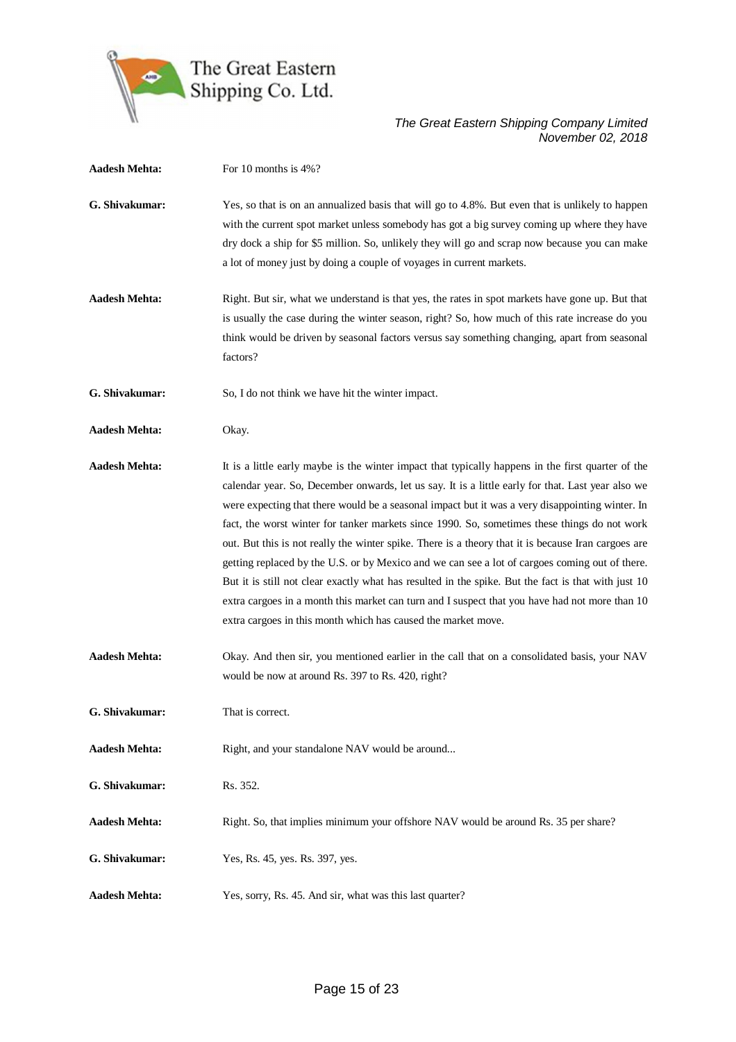**Aadesh Mehta:** For 10 months is 4%?

**G. Shivakumar:** Yes, so that is on an annualized basis that will go to 4.8%. But even that is unlikely to happen with the current spot market unless somebody has got a big survey coming up where they have dry dock a ship for $5 million. So, unlikely they will go and scrap now because you can make a lot of money just by doing a couple of voyages in current markets.

**Aadesh Mehta:** Right. But sir, what we understand is that yes, the rates in spot markets have gone up. But that is usually the case during the winter season, right? So, how much of this rate increase do you think would be driven by seasonal factors versus say something changing, apart from seasonal factors?

**G. Shivakumar:** So, I do not think we have hit the winter impact.

**Aadesh Mehta:** Okay.

**Aadesh Mehta:** It is a little early maybe is the winter impact that typically happens in the first quarter of the calendar year. So, December onwards, let us say. It is a little early for that. Last year also we were expecting that there would be a seasonal impact but it was a very disappointing winter. In fact, the worst winter for tanker markets since 1990. So, sometimes these things do not work out. But this is not really the winter spike. There is a theory that it is because Iran cargoes are getting replaced by the U.S. or by Mexico and we can see a lot of cargoes coming out of there. But it is still not clear exactly what has resulted in the spike. But the fact is that with just 10 extra cargoes in a month this market can turn and I suspect that you have had not more than 10 extra cargoes in this month which has caused the market move.

**Aadesh Mehta:** Okay. And then sir, you mentioned earlier in the call that on a consolidated basis, your NAV would be now at around Rs. 397 to Rs. 420, right?

**G. Shivakumar:** That is correct.

**Aadesh Mehta:** Right, and your standalone NAV would be around...

**G. Shivakumar:** Rs. 352.

**Aadesh Mehta:** Right. So, that implies minimum your offshore NAV would be around Rs. 35 per share?

**G. Shivakumar:** Yes, Rs. 45, yes. Rs. 397, yes.

**Aadesh Mehta:** Yes, sorry, Rs. 45. And sir, what was this last quarter?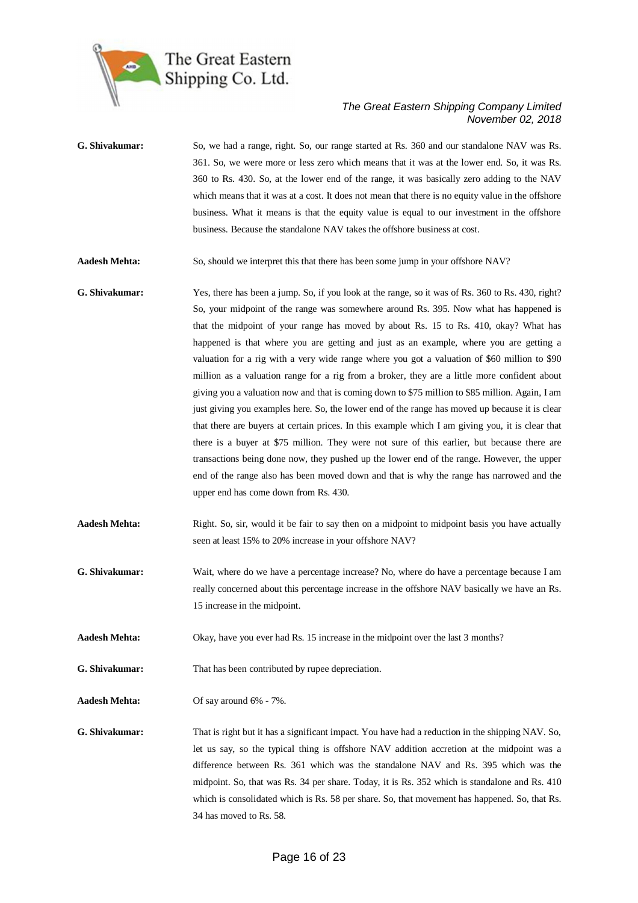**G. Shivakumar:** So, we had a range, right. So, our range started at Rs. 360 and our standalone NAV was Rs. 361. So, we were more or less zero which means that it was at the lower end. So, it was Rs. 360 to Rs. 430. So, at the lower end of the range, it was basically zero adding to the NAV which means that it was at a cost. It does not mean that there is no equity value in the offshore business. What it means is that the equity value is equal to our investment in the offshore business. Because the standalone NAV takes the offshore business at cost.

**Aadesh Mehta:** So, should we interpret this that there has been some jump in your offshore NAV?

**G. Shivakumar:** Yes, there has been a jump. So, if you look at the range, so it was of Rs. 360 to Rs. 430, right? So, your midpoint of the range was somewhere around Rs. 395. Now what has happened is that the midpoint of your range has moved by about Rs. 15 to Rs. 410, okay? What has happened is that where you are getting and just as an example, where you are getting a valuation for a rig with a very wide range where you got a valuation of $60 million to $90 million as a valuation range for a rig from a broker, they are a little more confident about giving you a valuation now and that is coming down to $75 million to $85 million. Again, I am just giving you examples here. So, the lower end of the range has moved up because it is clear that there are buyers at certain prices. In this example which I am giving you, it is clear that there is a buyer at $75 million. They were not sure of this earlier, but because there are transactions being done now, they pushed up the lower end of the range. However, the upper end of the range also has been moved down and that is why the range has narrowed and the upper end has come down from Rs. 430.

**Aadesh Mehta:** Right. So, sir, would it be fair to say then on a midpoint to midpoint basis you have actually seen at least 15% to 20% increase in your offshore NAV?

**G. Shivakumar:** Wait, where do we have a percentage increase? No, where do have a percentage because I am really concerned about this percentage increase in the offshore NAV basically we have an Rs. 15 increase in the midpoint.

**Aadesh Mehta:** Okay, have you ever had Rs. 15 increase in the midpoint over the last 3 months?

**G. Shivakumar:** That has been contributed by rupee depreciation.

**Aadesh Mehta:** Of say around 6% - 7%.

**G. Shivakumar:** That is right but it has a significant impact. You have had a reduction in the shipping NAV. So, let us say, so the typical thing is offshore NAV addition accretion at the midpoint was a difference between Rs. 361 which was the standalone NAV and Rs. 395 which was the midpoint. So, that was Rs. 34 per share. Today, it is Rs. 352 which is standalone and Rs. 410 which is consolidated which is Rs. 58 per share. So, that movement has happened. So, that Rs. 34 has moved to Rs. 58.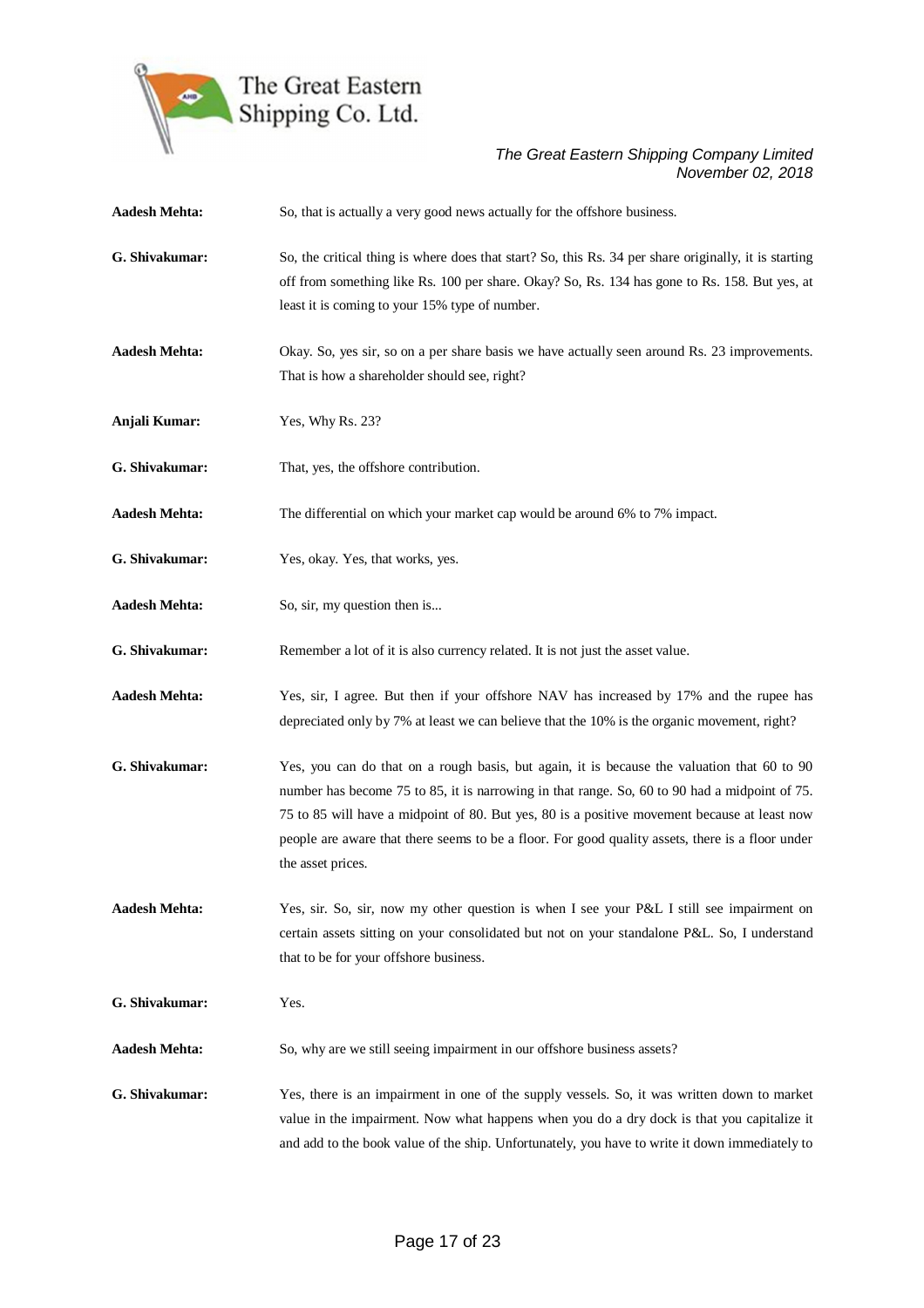**Aadesh Mehta:** So, that is actually a very good news actually for the offshore business.

**G. Shivakumar:** So, the critical thing is where does that start? So, this Rs. 34 per share originally, it is starting off from something like Rs. 100 per share. Okay? So, Rs. 134 has gone to Rs. 158. But yes, at least it is coming to your 15% type of number.

**Aadesh Mehta:** Okay. So, yes sir, so on a per share basis we have actually seen around Rs. 23 improvements. That is how a shareholder should see, right?

**Anjali Kumar:** Yes, Why Rs. 23?

**G. Shivakumar:** That, yes, the offshore contribution.

**Aadesh Mehta:** The differential on which your market cap would be around 6% to 7% impact.

**G. Shivakumar:** Yes, okay. Yes, that works, yes.

**Aadesh Mehta:** So, sir, my question then is...

**G. Shivakumar:** Remember a lot of it is also currency related. It is not just the asset value.

**Aadesh Mehta:** Yes, sir, I agree. But then if your offshore NAV has increased by 17% and the rupee has depreciated only by 7% at least we can believe that the 10% is the organic movement, right?

**G. Shivakumar:** Yes, you can do that on a rough basis, but again, it is because the valuation that 60 to 90 number has become 75 to 85, it is narrowing in that range. So, 60 to 90 had a midpoint of 75. 75 to 85 will have a midpoint of 80. But yes, 80 is a positive movement because at least now people are aware that there seems to be a floor. For good quality assets, there is a floor under the asset prices.

**Aadesh Mehta:** Yes, sir. So, sir, now my other question is when I see your P&L I still see impairment on certain assets sitting on your consolidated but not on your standalone P&L. So, I understand that to be for your offshore business.

**G. Shivakumar:** Yes.

**Aadesh Mehta:** So, why are we still seeing impairment in our offshore business assets?

**G. Shivakumar:** Yes, there is an impairment in one of the supply vessels. So, it was written down to market value in the impairment. Now what happens when you do a dry dock is that you capitalize it and add to the book value of the ship. Unfortunately, you have to write it down immediately to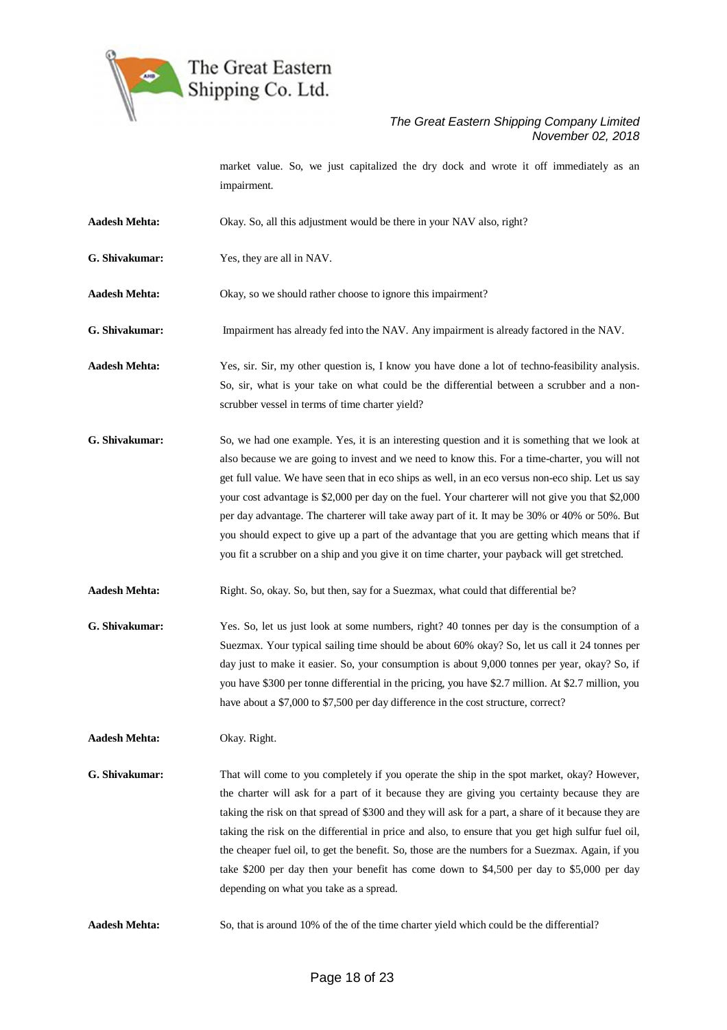market value. So, we just capitalized the dry dock and wrote it off immediately as an impairment.

**Aadesh Mehta:** Okay. So, all this adjustment would be there in your NAV also, right?

**G. Shivakumar:** Yes, they are all in NAV.

**Aadesh Mehta:** Okay, so we should rather choose to ignore this impairment?

**G. Shivakumar:** Impairment has already fed into the NAV. Any impairment is already factored in the NAV.

**Aadesh Mehta:** Yes, sir. Sir, my other question is, I know you have done a lot of techno-feasibility analysis. So, sir, what is your take on what could be the differential between a scrubber and a non-scrubber vessel in terms of time charter yield?

**G. Shivakumar:** So, we had one example. Yes, it is an interesting question and it is something that we look at also because we are going to invest and we need to know this. For a time-charter, you will not get full value. We have seen that in eco ships as well, in an eco versus non-eco ship. Let us say your cost advantage is $2,000 per day on the fuel. Your charterer will not give you that $2,000 per day advantage. The charterer will take away part of it. It may be 30% or 40% or 50%. But you should expect to give up a part of the advantage that you are getting which means that if you fit a scrubber on a ship and you give it on time charter, your payback will get stretched.

**Aadesh Mehta:** Right. So, okay. So, but then, say for a Suezmax, what could that differential be?

**G. Shivakumar:** Yes. So, let us just look at some numbers, right? 40 tonnes per day is the consumption of a Suezmax. Your typical sailing time should be about 60% okay? So, let us call it 24 tonnes per day just to make it easier. So, your consumption is about 9,000 tonnes per year, okay? So, if you have $300 per tonne differential in the pricing, you have $2.7 million. At $2.7 million, you have about a $7,000 to $7,500 per day difference in the cost structure, correct?

**Aadesh Mehta:** Okay. Right.

**G. Shivakumar:** That will come to you completely if you operate the ship in the spot market, okay? However, the charter will ask for a part of it because they are giving you certainty because they are taking the risk on that spread of $300 and they will ask for a part, a share of it because they are taking the risk on the differential in price and also, to ensure that you get high sulfur fuel oil, the cheaper fuel oil, to get the benefit. So, those are the numbers for a Suezmax. Again, if you take $200 per day then your benefit has come down to $4,500 per day to $5,000 per day depending on what you take as a spread.

**Aadesh Mehta:** So, that is around 10% of the of the time charter yield which could be the differential?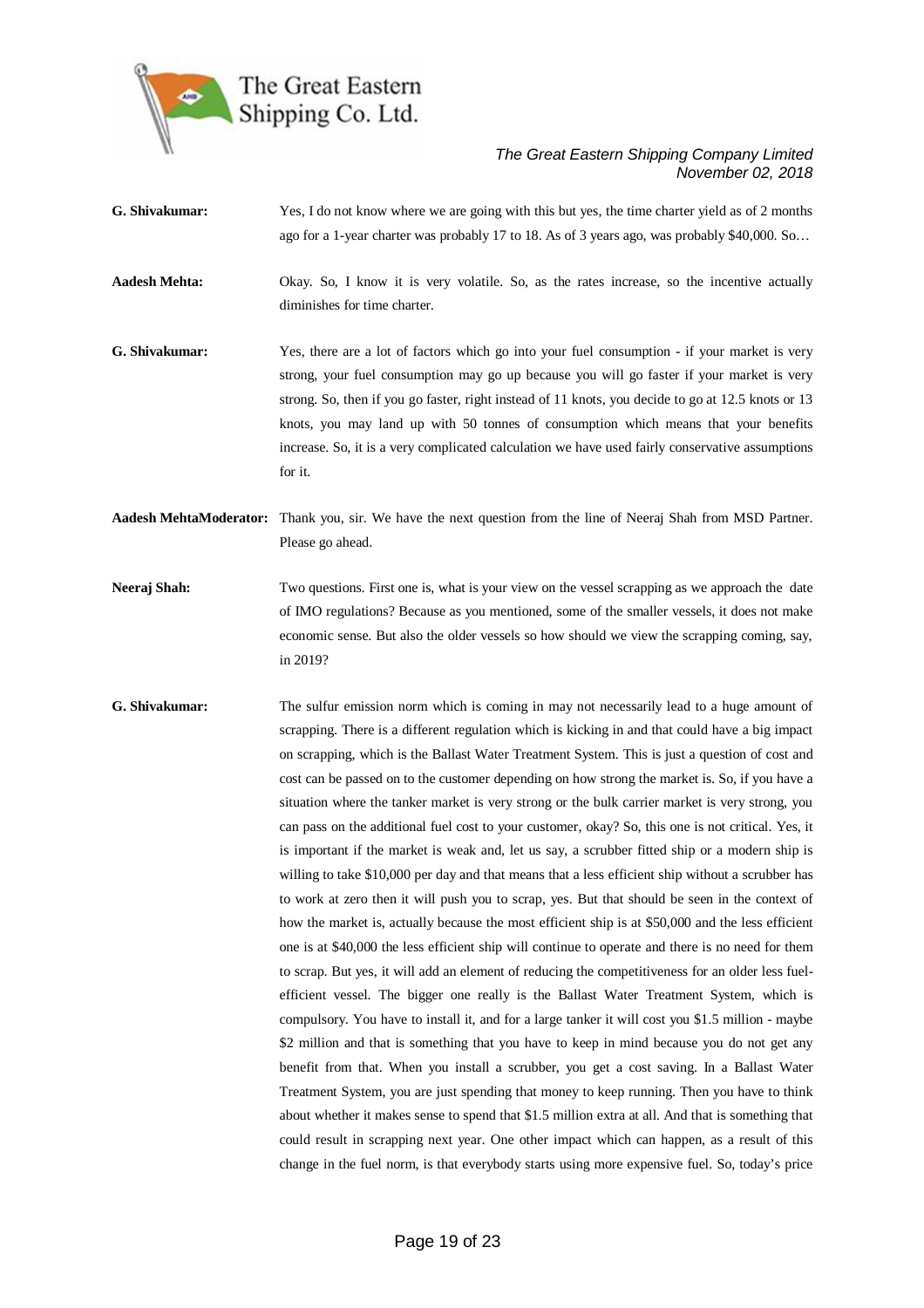**G. Shivakumar:** Yes, I do not know where we are going with this but yes, the time charter yield as of 2 months ago for a 1-year charter was probably 17 to 18. As of 3 years ago, was probably $40,000. So…

**Aadesh Mehta:** Okay. So, I know it is very volatile. So, as the rates increase, so the incentive actually diminishes for time charter.

**G. Shivakumar:** Yes, there are a lot of factors which go into your fuel consumption - if your market is very strong, your fuel consumption may go up because you will go faster if your market is very strong. So, then if you go faster, right instead of 11 knots, you decide to go at 12.5 knots or 13 knots, you may land up with 50 tonnes of consumption which means that your benefits increase. So, it is a very complicated calculation we have used fairly conservative assumptions for it.

**Aadesh MehtaModerator:** Thank you, sir. We have the next question from the line of Neeraj Shah from MSD Partner. Please go ahead.

**Neeraj Shah:** Two questions. First one is, what is your view on the vessel scrapping as we approach the date of IMO regulations? Because as you mentioned, some of the smaller vessels, it does not make economic sense. But also the older vessels so how should we view the scrapping coming, say, in 2019?

**G. Shivakumar:** The sulfur emission norm which is coming in may not necessarily lead to a huge amount of scrapping. There is a different regulation which is kicking in and that could have a big impact on scrapping, which is the Ballast Water Treatment System. This is just a question of cost and cost can be passed on to the customer depending on how strong the market is. So, if you have a situation where the tanker market is very strong or the bulk carrier market is very strong, you can pass on the additional fuel cost to your customer, okay? So, this one is not critical. Yes, it is important if the market is weak and, let us say, a scrubber fitted ship or a modern ship is willing to take $10,000 per day and that means that a less efficient ship without a scrubber has to work at zero then it will push you to scrap, yes. But that should be seen in the context of how the market is, actually because the most efficient ship is at $50,000 and the less efficient one is at $40,000 the less efficient ship will continue to operate and there is no need for them to scrap. But yes, it will add an element of reducing the competitiveness for an older less fuel-efficient vessel. The bigger one really is the Ballast Water Treatment System, which is compulsory. You have to install it, and for a large tanker it will cost you $1.5 million - maybe $2 million and that is something that you have to keep in mind because you do not get any benefit from that. When you install a scrubber, you get a cost saving. In a Ballast Water Treatment System, you are just spending that money to keep running. Then you have to think about whether it makes sense to spend that $1.5 million extra at all. And that is something that could result in scrapping next year. One other impact which can happen, as a result of this change in the fuel norm, is that everybody starts using more expensive fuel. So, today's price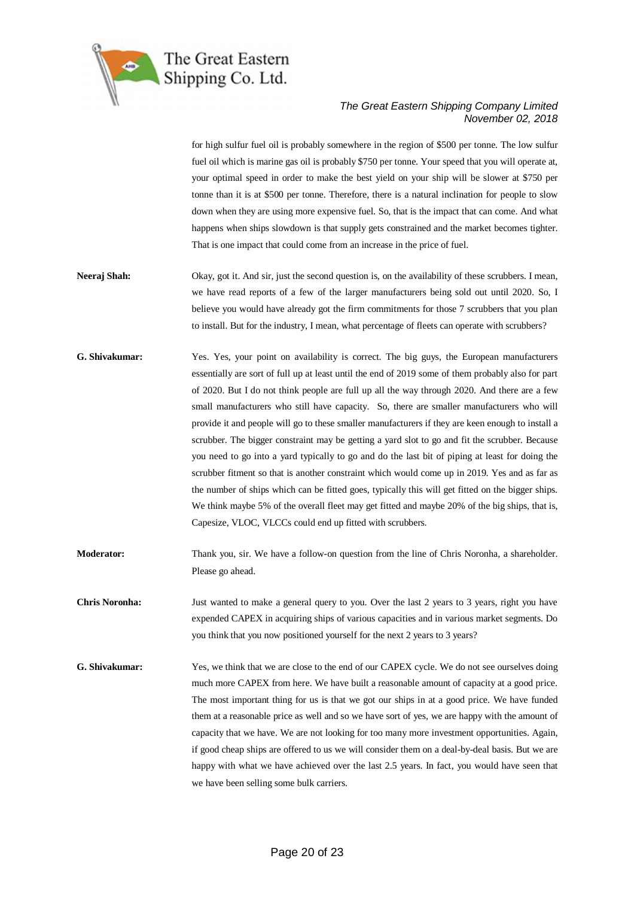for high sulfur fuel oil is probably somewhere in the region of $500 per tonne. The low sulfur fuel oil which is marine gas oil is probably $750 per tonne. Your speed that you will operate at, your optimal speed in order to make the best yield on your ship will be slower at $750 per tonne than it is at $500 per tonne. Therefore, there is a natural inclination for people to slow down when they are using more expensive fuel. So, that is the impact that can come. And what happens when ships slowdown is that supply gets constrained and the market becomes tighter. That is one impact that could come from an increase in the price of fuel.

**Neeraj Shah:** Okay, got it. And sir, just the second question is, on the availability of these scrubbers. I mean, we have read reports of a few of the larger manufacturers being sold out until 2020. So, I believe you would have already got the firm commitments for those 7 scrubbers that you plan to install. But for the industry, I mean, what percentage of fleets can operate with scrubbers?

**G. Shivakumar:** Yes. Yes, your point on availability is correct. The big guys, the European manufacturers essentially are sort of full up at least until the end of 2019 some of them probably also for part of 2020. But I do not think people are full up all the way through 2020. And there are a few small manufacturers who still have capacity. So, there are smaller manufacturers who will provide it and people will go to these smaller manufacturers if they are keen enough to install a scrubber. The bigger constraint may be getting a yard slot to go and fit the scrubber. Because you need to go into a yard typically to go and do the last bit of piping at least for doing the scrubber fitment so that is another constraint which would come up in 2019. Yes and as far as the number of ships which can be fitted goes, typically this will get fitted on the bigger ships. We think maybe 5% of the overall fleet may get fitted and maybe 20% of the big ships, that is, Capesize, VLOC, VLCCs could end up fitted with scrubbers.

**Moderator:** Thank you, sir. We have a follow-on question from the line of Chris Noronha, a shareholder. Please go ahead.

**Chris Noronha:** Just wanted to make a general query to you. Over the last 2 years to 3 years, right you have expended CAPEX in acquiring ships of various capacities and in various market segments. Do you think that you now positioned yourself for the next 2 years to 3 years?

**G. Shivakumar:** Yes, we think that we are close to the end of our CAPEX cycle. We do not see ourselves doing much more CAPEX from here. We have built a reasonable amount of capacity at a good price. The most important thing for us is that we got our ships in at a good price. We have funded them at a reasonable price as well and so we have sort of yes, we are happy with the amount of capacity that we have. We are not looking for too many more investment opportunities. Again, if good cheap ships are offered to us we will consider them on a deal-by-deal basis. But we are happy with what we have achieved over the last 2.5 years. In fact, you would have seen that we have been selling some bulk carriers.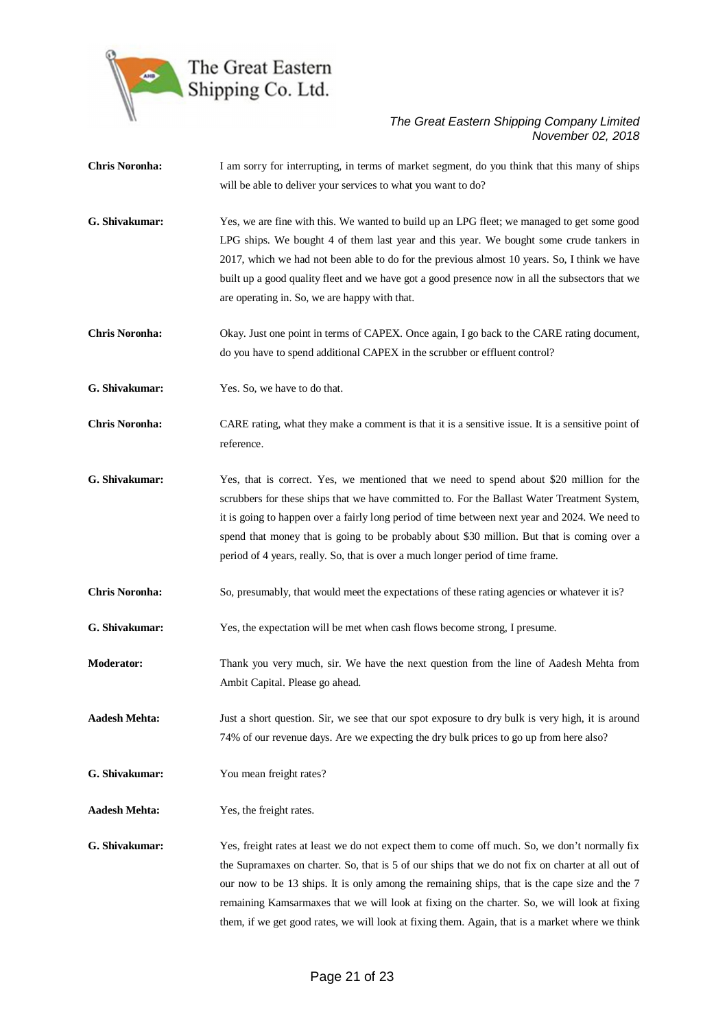**Chris Noronha:** I am sorry for interrupting, in terms of market segment, do you think that this many of ships will be able to deliver your services to what you want to do?

**G. Shivakumar:** Yes, we are fine with this. We wanted to build up an LPG fleet; we managed to get some good LPG ships. We bought 4 of them last year and this year. We bought some crude tankers in 2017, which we had not been able to do for the previous almost 10 years. So, I think we have built up a good quality fleet and we have got a good presence now in all the subsectors that we are operating in. So, we are happy with that.

**Chris Noronha:** Okay. Just one point in terms of CAPEX. Once again, I go back to the CARE rating document, do you have to spend additional CAPEX in the scrubber or effluent control?

**G. Shivakumar:** Yes. So, we have to do that.

**Chris Noronha:** CARE rating, what they make a comment is that it is a sensitive issue. It is a sensitive point of reference.

**G. Shivakumar:** Yes, that is correct. Yes, we mentioned that we need to spend about $20 million for the scrubbers for these ships that we have committed to. For the Ballast Water Treatment System, it is going to happen over a fairly long period of time between next year and 2024. We need to spend that money that is going to be probably about $30 million. But that is coming over a period of 4 years, really. So, that is over a much longer period of time frame.

**Chris Noronha:** So, presumably, that would meet the expectations of these rating agencies or whatever it is?

**G. Shivakumar:** Yes, the expectation will be met when cash flows become strong, I presume.

**Moderator:** Thank you very much, sir. We have the next question from the line of Aadesh Mehta from Ambit Capital. Please go ahead.

**Aadesh Mehta:** Just a short question. Sir, we see that our spot exposure to dry bulk is very high, it is around 74% of our revenue days. Are we expecting the dry bulk prices to go up from here also?

**G. Shivakumar:** You mean freight rates?

**Aadesh Mehta:** Yes, the freight rates.

**G. Shivakumar:** Yes, freight rates at least we do not expect them to come off much. So, we don't normally fix the Supramaxes on charter. So, that is 5 of our ships that we do not fix on charter at all out of our now to be 13 ships. It is only among the remaining ships, that is the cape size and the 7 remaining Kamsarmaxes that we will look at fixing on the charter. So, we will look at fixing them, if we get good rates, we will look at fixing them. Again, that is a market where we think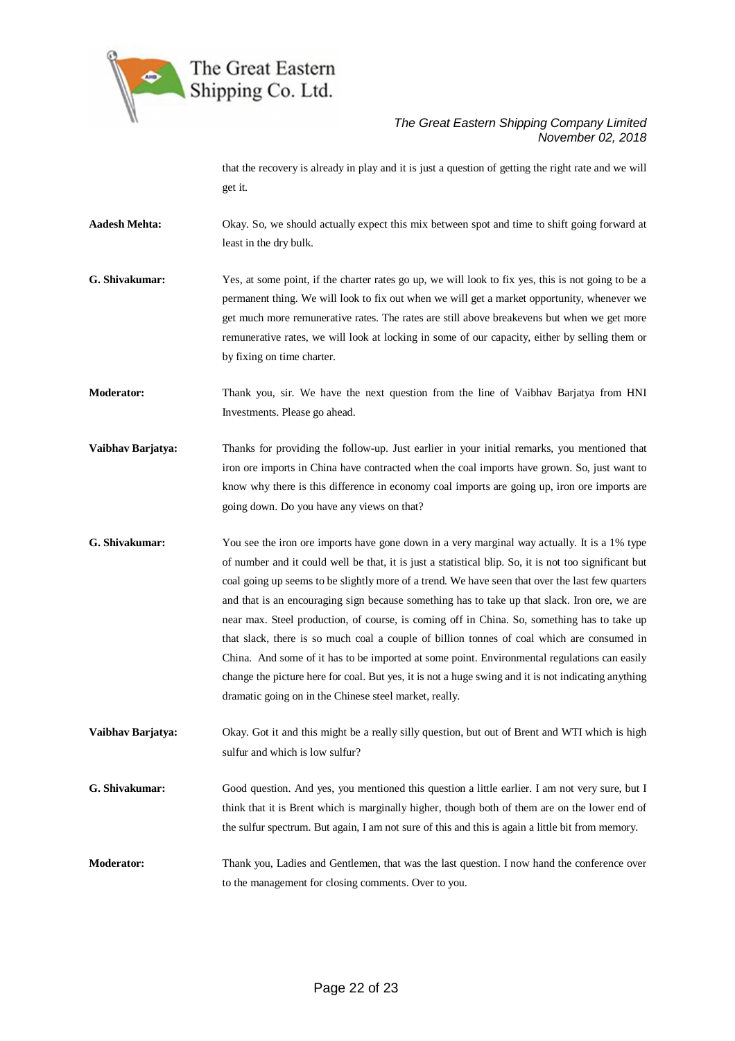that the recovery is already in play and it is just a question of getting the right rate and we will get it.

**Aadesh Mehta:** Okay. So, we should actually expect this mix between spot and time to shift going forward at least in the dry bulk.

**G. Shivakumar:** Yes, at some point, if the charter rates go up, we will look to fix yes, this is not going to be a permanent thing. We will look to fix out when we will get a market opportunity, whenever we get much more remunerative rates. The rates are still above breakevens but when we get more remunerative rates, we will look at locking in some of our capacity, either by selling them or by fixing on time charter.

**Moderator:** Thank you, sir. We have the next question from the line of Vaibhav Barjatya from HNI Investments. Please go ahead.

**Vaibhav Barjatya:** Thanks for providing the follow-up. Just earlier in your initial remarks, you mentioned that iron ore imports in China have contracted when the coal imports have grown. So, just want to know why there is this difference in economy coal imports are going up, iron ore imports are going down. Do you have any views on that?

**G. Shivakumar:** You see the iron ore imports have gone down in a very marginal way actually. It is a 1% type of number and it could well be that, it is just a statistical blip. So, it is not too significant but coal going up seems to be slightly more of a trend. We have seen that over the last few quarters and that is an encouraging sign because something has to take up that slack. Iron ore, we are near max. Steel production, of course, is coming off in China. So, something has to take up that slack, there is so much coal a couple of billion tonnes of coal which are consumed in China. And some of it has to be imported at some point. Environmental regulations can easily change the picture here for coal. But yes, it is not a huge swing and it is not indicating anything dramatic going on in the Chinese steel market, really.

**Vaibhav Barjatya:** Okay. Got it and this might be a really silly question, but out of Brent and WTI which is high sulfur and which is low sulfur?

**G. Shivakumar:** Good question. And yes, you mentioned this question a little earlier. I am not very sure, but I think that it is Brent which is marginally higher, though both of them are on the lower end of the sulfur spectrum. But again, I am not sure of this and this is again a little bit from memory.

**Moderator:** Thank you, Ladies and Gentlemen, that was the last question. I now hand the conference over to the management for closing comments. Over to you.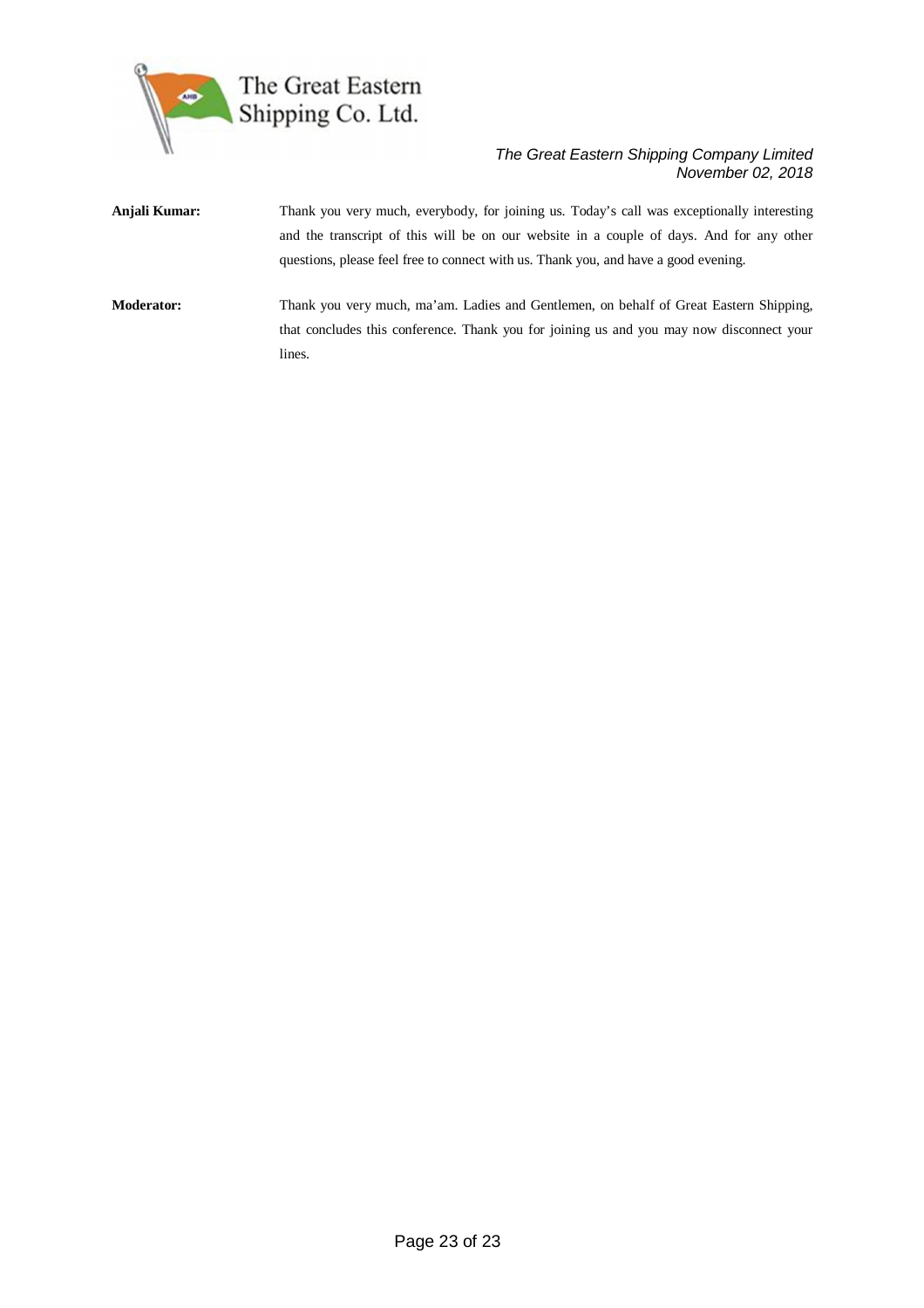**Anjali Kumar:** Thank you very much, everybody, for joining us. Today's call was exceptionally interesting and the transcript of this will be on our website in a couple of days. And for any other questions, please feel free to connect with us. Thank you, and have a good evening.

**Moderator:** Thank you very much, ma'am. Ladies and Gentlemen, on behalf of Great Eastern Shipping, that concludes this conference. Thank you for joining us and you may now disconnect your lines.